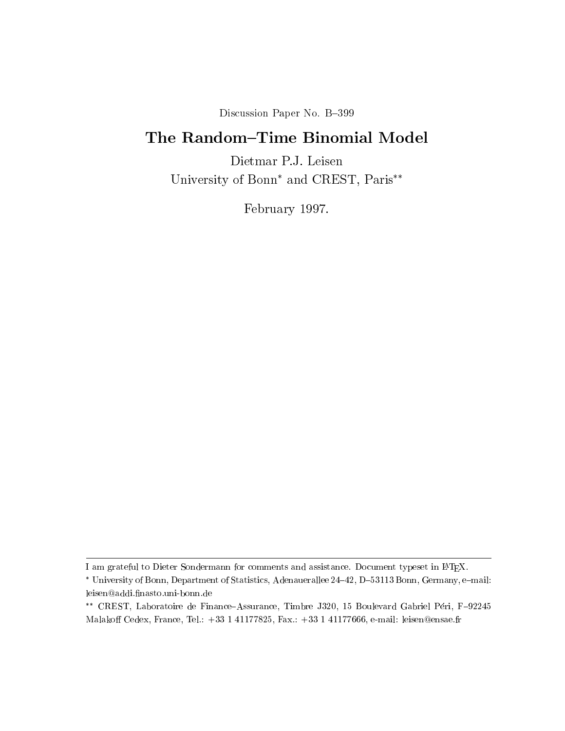Discussion Paper No. B–399

# The Random–Time Binomial Model

Dietmar P.J. Leisen

University of Bonn* and CREST, Paris**

February 1997.

---

I am grateful to Dieter Sondermann for comments and assistance. Document typeset in LaTeX.

* University of Bonn, Department of Statistics, Adenauerallee 24–42, D–53113 Bonn, Germany, e–mail: leisen@addi.finasto.uni-bonn.de

** CREST, Laboratoire de Finance–Assurance, Timbre J320, 15 Boulevard Gabriel Péri, F–92245 Malakoff Cedex, France, Tel.: +33 1 41177825, Fax.: +33 1 41177666, e-mail: leisen@ensae.fr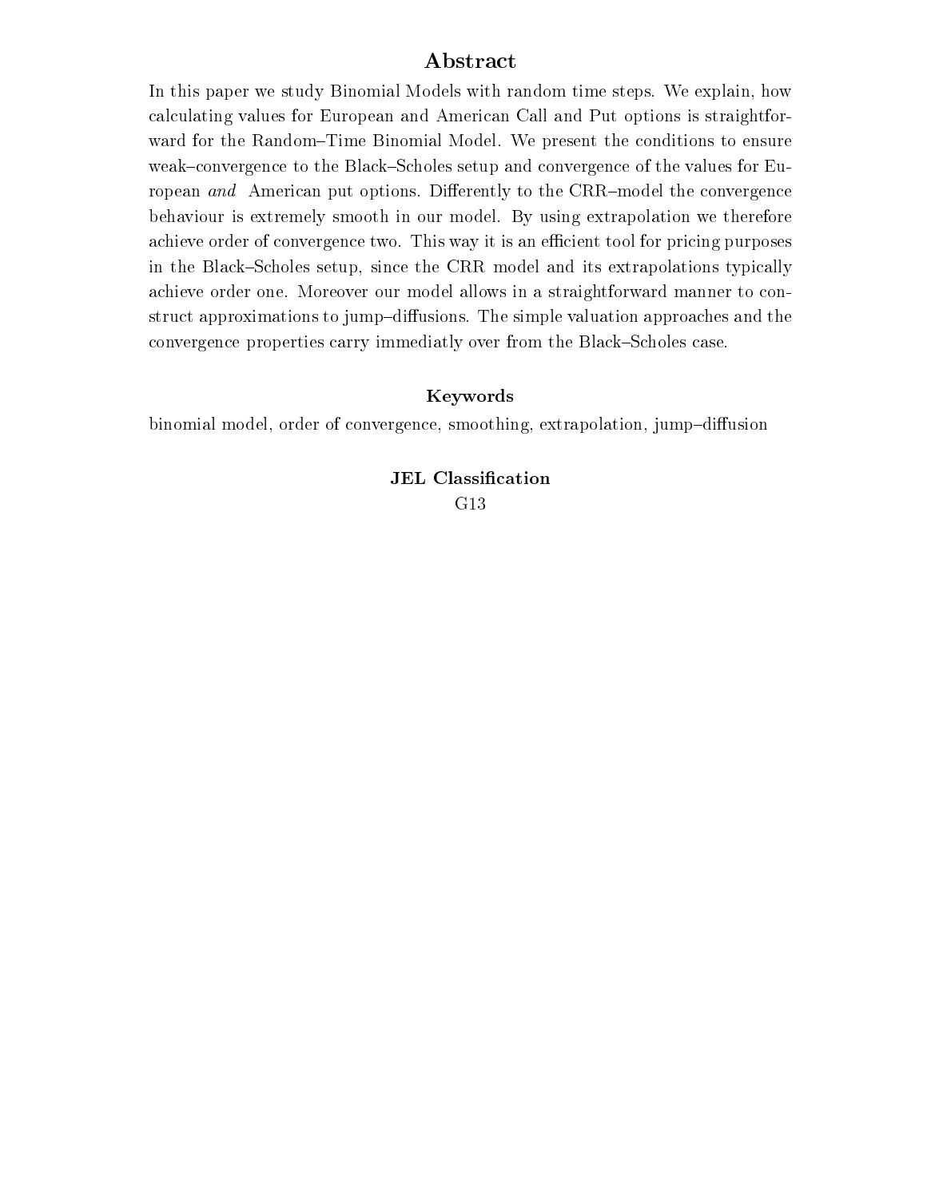## Abstract

In this paper we study Binomial Models with random time steps. We explain, how calculating values for European and American Call and Put options is straightforward for the Random–Time Binomial Model. We present the conditions to ensure weak–convergence to the Black–Scholes setup and convergence of the values for European *and* American put options. Differently to the CRR–model the convergence behaviour is extremely smooth in our model. By using extrapolation we therefore achieve order of convergence two. This way it is an efficient tool for pricing purposes in the Black–Scholes setup, since the CRR model and its extrapolations typically achieve order one. Moreover our model allows in a straightforward manner to construct approximations to jump–diffusions. The simple valuation approaches and the convergence properties carry immediatly over from the Black–Scholes case.

### Keywords

binomial model, order of convergence, smoothing, extrapolation, jump–diffusion

### JEL Classification

G13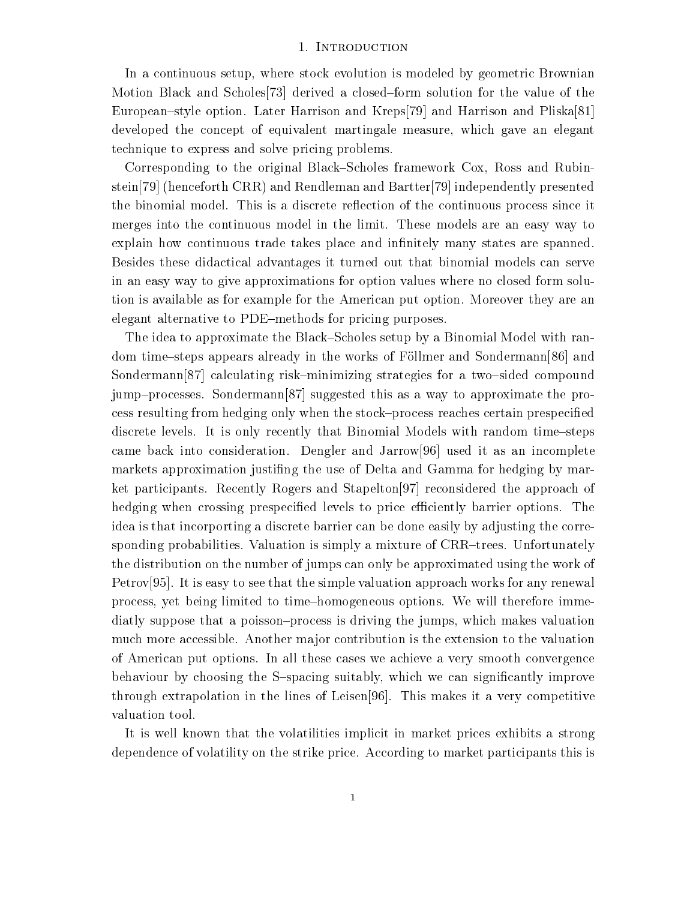# 1. Introduction

In a continuous setup, where stock evolution is modeled by geometric Brownian Motion Black and Scholes[73] derived a closed–form solution for the value of the European–style option. Later Harrison and Kreps[79] and Harrison and Pliska[81] developed the concept of equivalent martingale measure, which gave an elegant technique to express and solve pricing problems.

Corresponding to the original Black–Scholes framework Cox, Ross and Rubinstein[79] (henceforth CRR) and Rendleman and Bartter[79] independently presented the binomial model. This is a discrete reflection of the continuous process since it merges into the continuous model in the limit. These models are an easy way to explain how continuous trade takes place and infinitely many states are spanned. Besides these didactical advantages it turned out that binomial models can serve in an easy way to give approximations for option values where no closed form solution is available as for example for the American put option. Moreover they are an elegant alternative to PDE–methods for pricing purposes.

The idea to approximate the Black–Scholes setup by a Binomial Model with random time–steps appears already in the works of Föllmer and Sondermann[86] and Sondermann[87] calculating risk–minimizing strategies for a two–sided compound jump–processes. Sondermann[87] suggested this as a way to approximate the process resulting from hedging only when the stock–process reaches certain prespecified discrete levels. It is only recently that Binomial Models with random time–steps came back into consideration. Dengler and Jarrow[96] used it as an incomplete markets approximation justifing the use of Delta and Gamma for hedging by market participants. Recently Rogers and Stapelton[97] reconsidered the approach of hedging when crossing prespecified levels to price efficiently barrier options. The idea is that incorporting a discrete barrier can be done easily by adjusting the corresponding probabilities. Valuation is simply a mixture of CRR–trees. Unfortunately the distribution on the number of jumps can only be approximated using the work of Petrov[95]. It is easy to see that the simple valuation approach works for any renewal process, yet being limited to time–homogeneous options. We will therefore immediatly suppose that a poisson–process is driving the jumps, which makes valuation much more accessible. Another major contribution is the extension to the valuation of American put options. In all these cases we achieve a very smooth convergence behaviour by choosing the S–spacing suitably, which we can significantly improve through extrapolation in the lines of Leisen[96]. This makes it a very competitive valuation tool.

It is well known that the volatilities implicit in market prices exhibits a strong dependence of volatility on the strike price. According to market participants this is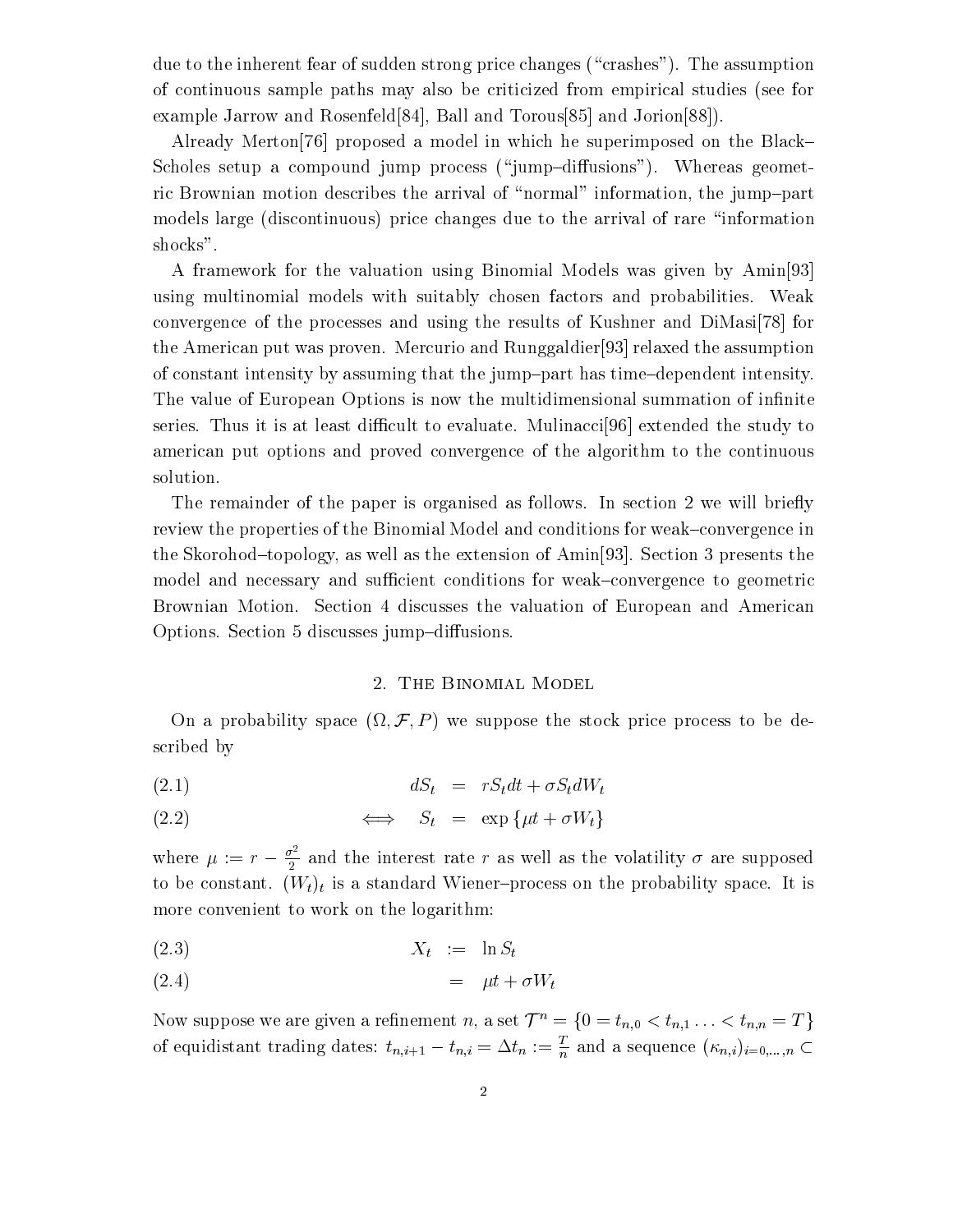due to the inherent fear of sudden strong price changes ("crashes"). The assumption of continuous sample paths may also be criticized from empirical studies (see for example Jarrow and Rosenfeld[84], Ball and Torous[85] and Jorion[88]).

Already Merton[76] proposed a model in which he superimposed on the Black–Scholes setup a compound jump process ("jump–diffusions"). Whereas geometric Brownian motion describes the arrival of "normal" information, the jump–part models large (discontinuous) price changes due to the arrival of rare "information shocks".

A framework for the valuation using Binomial Models was given by Amin[93] using multinomial models with suitably chosen factors and probabilities. Weak convergence of the processes and using the results of Kushner and DiMasi[78] for the American put was proven. Mercurio and Runggaldier[93] relaxed the assumption of constant intensity by assuming that the jump–part has time–dependent intensity. The value of European Options is now the multidimensional summation of infinite series. Thus it is at least difficult to evaluate. Mulinacci[96] extended the study to american put options and proved convergence of the algorithm to the continuous solution.

The remainder of the paper is organised as follows. In section 2 we will briefly review the properties of the Binomial Model and conditions for weak–convergence in the Skorohod–topology, as well as the extension of Amin[93]. Section 3 presents the model and necessary and sufficient conditions for weak–convergence to geometric Brownian Motion. Section 4 discusses the valuation of European and American Options. Section 5 discusses jump–diffusions.

## 2. The Binomial Model

On a probability space $(\Omega, \mathcal{F}, P)$ we suppose the stock price process to be described by

$$dS_t = rS_t dt + \sigma S_t dW_t \tag{2.1}$$

$$\iff \quad S_t = \exp\{\mu t + \sigma W_t\} \tag{2.2}$$

where $\mu := r - \frac{\sigma^2}{2}$ and the interest rate $r$ as well as the volatility $\sigma$ are supposed to be constant. $(W_t)_t$ is a standard Wiener–process on the probability space. It is more convenient to work on the logarithm:

$$X_t := \ln S_t \tag{2.3}$$

$$= \mu t + \sigma W_t \tag{2.4}$$

Now suppose we are given a refinement $n$, a set $\mathcal{T}^n = \{0 = t_{n,0} < t_{n,1} \ldots < t_{n,n} = T\}$ of equidistant trading dates: $t_{n,i+1} - t_{n,i} = \Delta t_n := \frac{T}{n}$ and a sequence $(\kappa_{n,i})_{i=0,\ldots,n} \subset$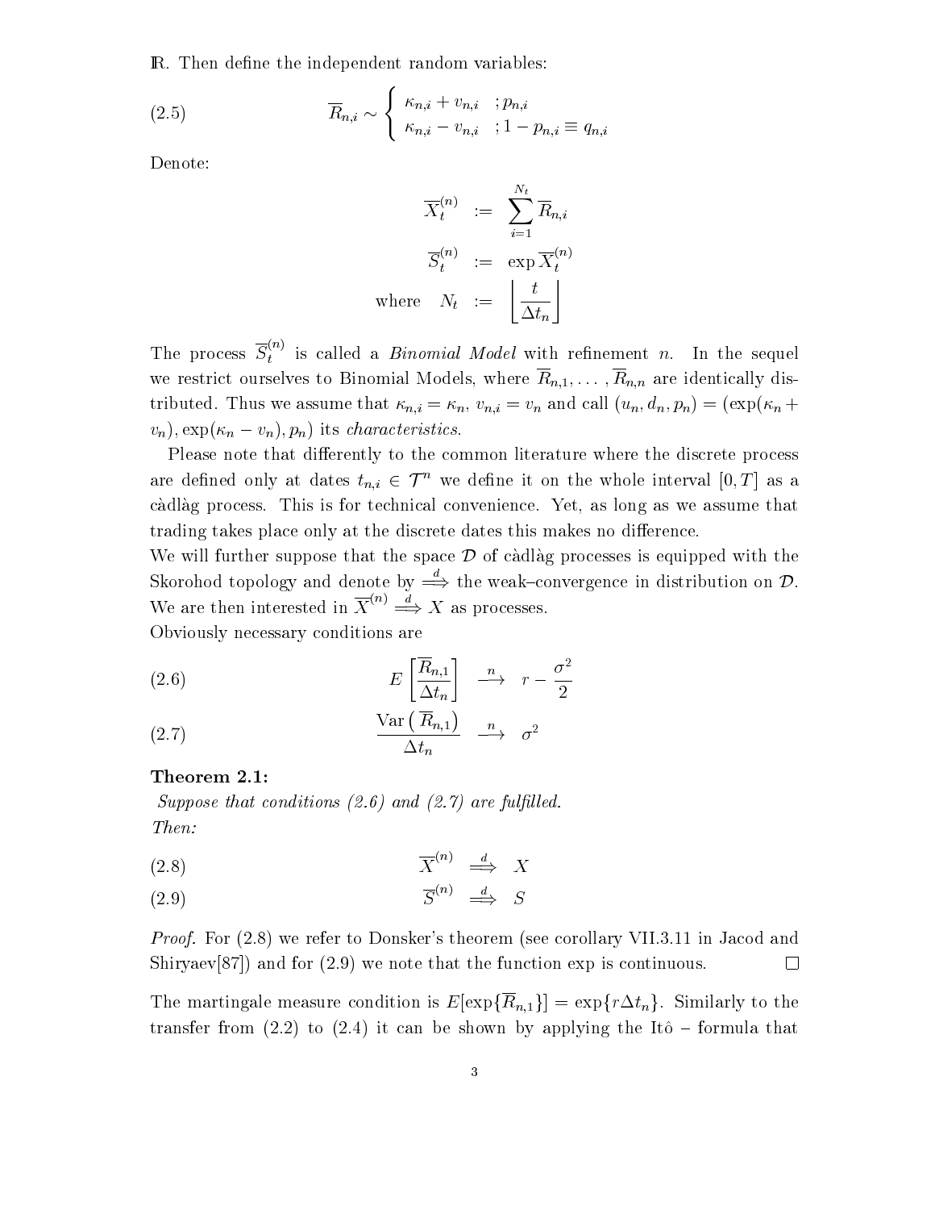IR. Then define the independent random variables:

$$\overline{R}_{n,i} \sim \begin{cases} \kappa_{n,i} + v_{n,i} & ; p_{n,i} \\ \kappa_{n,i} - v_{n,i} & ; 1 - p_{n,i} \equiv q_{n,i} \end{cases} \tag{2.5}$$

Denote:

$$\begin{aligned} \overline{X}_t^{(n)} &:= \sum_{i=1}^{N_t} \overline{R}_{n,i} \\ \overline{S}_t^{(n)} &:= \exp \overline{X}_t^{(n)} \\ \text{where} \quad N_t &:= \left\lfloor \frac{t}{\Delta t_n} \right\rfloor \end{aligned}$$

The process $\overline{S}_t^{(n)}$ is called a *Binomial Model* with refinement $n$. In the sequel we restrict ourselves to Binomial Models, where $\overline{R}_{n,1}, \ldots, \overline{R}_{n,n}$ are identically distributed. Thus we assume that $\kappa_{n,i} = \kappa_n$, $v_{n,i} = v_n$ and call $(u_n, d_n, p_n) = (\exp(\kappa_n + v_n), \exp(\kappa_n - v_n), p_n)$ its *characteristics.*

Please note that differently to the common literature where the discrete process are defined only at dates $t_{n,i} \in \mathcal{T}^n$ we define it on the whole interval $[0, T]$ as a càdlàg process. This is for technical convenience. Yet, as long as we assume that trading takes place only at the discrete dates this makes no difference.
We will further suppose that the space $\mathcal{D}$ of càdlàg processes is equipped with the Skorohod topology and denote by $\overset{d}{\Longrightarrow}$ the weak–convergence in distribution on $\mathcal{D}$. We are then interested in $\overline{X}^{(n)} \overset{d}{\Longrightarrow} X$ as processes.
Obviously necessary conditions are

$$E\left[\frac{\overline{R}_{n,1}}{\Delta t_n}\right] \overset{n}{\longrightarrow} r - \frac{\sigma^2}{2} \tag{2.6}$$

$$\frac{\operatorname{Var}\left(\overline{R}_{n,1}\right)}{\Delta t_n} \overset{n}{\longrightarrow} \sigma^2 \tag{2.7}$$

**Theorem 2.1:**
*Suppose that conditions (2.6) and (2.7) are fulfilled.*
*Then:*

$$\overline{X}^{(n)} \overset{d}{\Longrightarrow} X \tag{2.8}$$

$$\overline{S}^{(n)} \overset{d}{\Longrightarrow} S \tag{2.9}$$

*Proof.* For (2.8) we refer to Donsker's theorem (see corollary VII.3.11 in Jacod and Shiryaev[87]) and for (2.9) we note that the function exp is continuous. □

The martingale measure condition is $E[\exp\{\overline{R}_{n,1}\}] = \exp\{r\Delta t_n\}$. Similarly to the transfer from (2.2) to (2.4) it can be shown by applying the Itô – formula that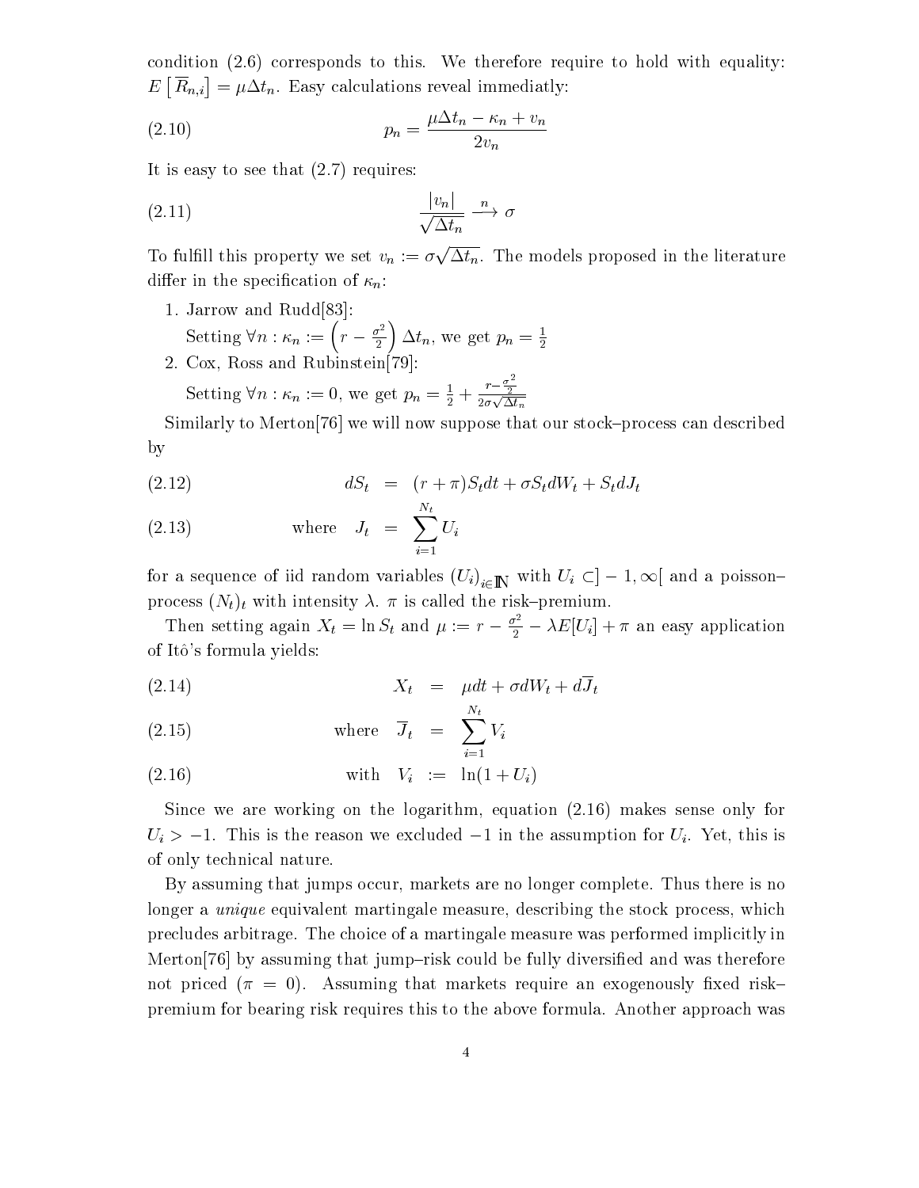condition (2.6) corresponds to this. We therefore require to hold with equality: $E\left[\overline{R}_{n,i}\right] = \mu\Delta t_n$. Easy calculations reveal immediatly:

$$p_n = \frac{\mu\Delta t_n - \kappa_n + v_n}{2v_n} \tag{2.10}$$

It is easy to see that (2.7) requires:

$$\frac{|v_n|}{\sqrt{\Delta t_n}} \xrightarrow{n} \sigma \tag{2.11}$$

To fulfill this property we set $v_n := \sigma\sqrt{\Delta t_n}$. The models proposed in the literature differ in the specification of $\kappa_n$:

1. Jarrow and Rudd[83]:
   Setting $\forall n : \kappa_n := \left(r - \frac{\sigma^2}{2}\right)\Delta t_n$, we get $p_n = \frac{1}{2}$
2. Cox, Ross and Rubinstein[79]:
   Setting $\forall n : \kappa_n := 0$, we get $p_n = \frac{1}{2} + \frac{r - \frac{\sigma^2}{2}}{2\sigma\sqrt{\Delta t_n}}$

Similarly to Merton[76] we will now suppose that our stock–process can described by

$$dS_t = (r+\pi)S_t dt + \sigma S_t dW_t + S_t dJ_t \tag{2.12}$$

$$\text{where} \quad J_t = \sum_{i=1}^{N_t} U_i \tag{2.13}$$

for a sequence of iid random variables $(U_i)_{i\in\mathbb{N}}$ with $U_i \subset ]-1,\infty[$ and a poisson–process $(N_t)_t$ with intensity $\lambda$. $\pi$ is called the risk–premium.

Then setting again $X_t = \ln S_t$ and $\mu := r - \frac{\sigma^2}{2} - \lambda E[U_i] + \pi$ an easy application of Itô's formula yields:

$$X_t = \mu dt + \sigma dW_t + d\overline{J}_t \tag{2.14}$$

$$\text{where} \quad \overline{J}_t = \sum_{i=1}^{N_t} V_i \tag{2.15}$$

$$\text{with} \quad V_i := \ln(1+U_i) \tag{2.16}$$

Since we are working on the logarithm, equation (2.16) makes sense only for $U_i > -1$. This is the reason we excluded $-1$ in the assumption for $U_i$. Yet, this is of only technical nature.

By assuming that jumps occur, markets are no longer complete. Thus there is no longer a *unique* equivalent martingale measure, describing the stock process, which precludes arbitrage. The choice of a martingale measure was performed implicitly in Merton[76] by assuming that jump–risk could be fully diversified and was therefore not priced ($\pi = 0$). Assuming that markets require an exogenously fixed risk–premium for bearing risk requires this to the above formula. Another approach was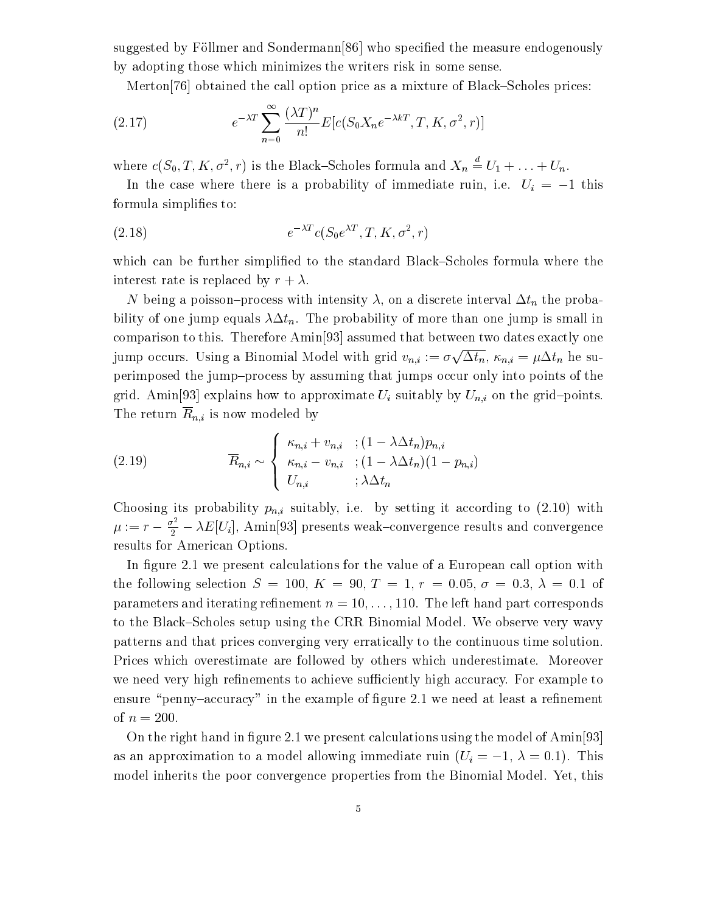suggested by Föllmer and Sondermann[86] who specified the measure endogenously by adopting those which minimizes the writers risk in some sense.

Merton[76] obtained the call option price as a mixture of Black–Scholes prices:

$$e^{-\lambda T} \sum_{n=0}^{\infty} \frac{(\lambda T)^n}{n!} E[c(S_0 X_n e^{-\lambda k T}, T, K, \sigma^2, r)] \tag{2.17}$$

where $c(S_0, T, K, \sigma^2, r)$ is the Black–Scholes formula and $X_n \stackrel{d}{=} U_1 + \ldots + U_n$.

In the case where there is a probability of immediate ruin, i.e. $U_i = -1$ this formula simplifies to:

$$e^{-\lambda T} c(S_0 e^{\lambda T}, T, K, \sigma^2, r) \tag{2.18}$$

which can be further simplified to the standard Black–Scholes formula where the interest rate is replaced by $r + \lambda$.

$N$ being a poisson–process with intensity $\lambda$, on a discrete interval $\Delta t_n$ the probability of one jump equals $\lambda \Delta t_n$. The probability of more than one jump is small in comparison to this. Therefore Amin[93] assumed that between two dates exactly one jump occurs. Using a Binomial Model with grid $v_{n,i} := \sigma\sqrt{\Delta t_n}$, $\kappa_{n,i} = \mu \Delta t_n$ he superimposed the jump–process by assuming that jumps occur only into points of the grid. Amin[93] explains how to approximate $U_i$ suitably by $U_{n,i}$ on the grid–points. The return $\overline{R}_{n,i}$ is now modeled by

$$\overline{R}_{n,i} \sim \begin{cases} \kappa_{n,i} + v_{n,i} & ; (1 - \lambda \Delta t_n) p_{n,i} \\ \kappa_{n,i} - v_{n,i} & ; (1 - \lambda \Delta t_n)(1 - p_{n,i}) \\ U_{n,i} & ; \lambda \Delta t_n \end{cases} \tag{2.19}$$

Choosing its probability $p_{n,i}$ suitably, i.e. by setting it according to (2.10) with $\mu := r - \frac{\sigma^2}{2} - \lambda E[U_i]$, Amin[93] presents weak–convergence results and convergence results for American Options.

In figure 2.1 we present calculations for the value of a European call option with the following selection $S = 100$, $K = 90$, $T = 1$, $r = 0.05$, $\sigma = 0.3$, $\lambda = 0.1$ of parameters and iterating refinement $n = 10, \ldots, 110$. The left hand part corresponds to the Black–Scholes setup using the CRR Binomial Model. We observe very wavy patterns and that prices converging very erratically to the continuous time solution. Prices which overestimate are followed by others which underestimate. Moreover we need very high refinements to achieve sufficiently high accuracy. For example to ensure "penny–accuracy" in the example of figure 2.1 we need at least a refinement of $n = 200$.

On the right hand in figure 2.1 we present calculations using the model of Amin[93] as an approximation to a model allowing immediate ruin ($U_i = -1$, $\lambda = 0.1$). This model inherits the poor convergence properties from the Binomial Model. Yet, this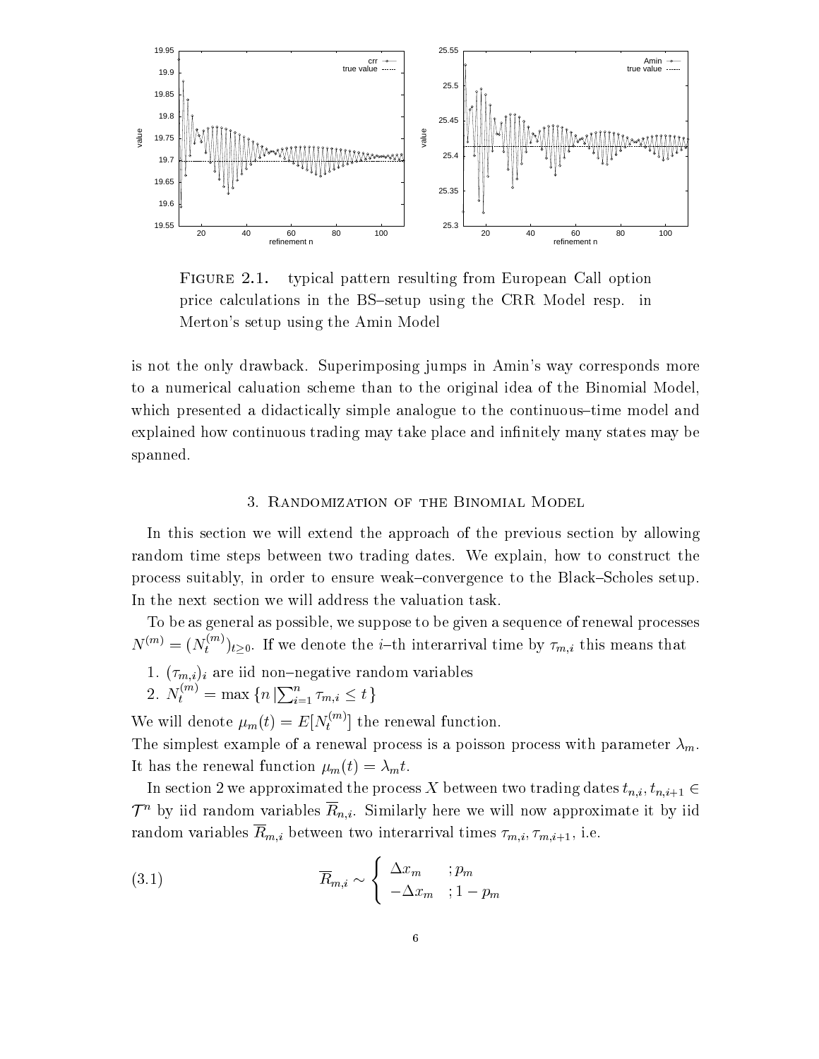FIGURE 2.1. typical pattern resulting from European Call option price calculations in the BS–setup using the CRR Model resp. in Merton's setup using the Amin Model

is not the only drawback. Superimposing jumps in Amin's way corresponds more to a numerical caluation scheme than to the original idea of the Binomial Model, which presented a didactically simple analogue to the continuous–time model and explained how continuous trading may take place and infinitely many states may be spanned.

## 3. Randomization of the Binomial Model

In this section we will extend the approach of the previous section by allowing random time steps between two trading dates. We explain, how to construct the process suitably, in order to ensure weak–convergence to the Black–Scholes setup. In the next section we will address the valuation task.

To be as general as possible, we suppose to be given a sequence of renewal processes $N^{(m)} = (N_t^{(m)})_{t\geq 0}$. If we denote the $i$–th interarrival time by $\tau_{m,i}$ this means that

1. $(\tau_{m,i})_i$ are iid non–negative random variables
2. $N_t^{(m)} = \max\{n \,|\sum_{i=1}^n \tau_{m,i} \leq t\}$

We will denote $\mu_m(t) = E[N_t^{(m)}]$ the renewal function.
The simplest example of a renewal process is a poisson process with parameter $\lambda_m$. It has the renewal function $\mu_m(t) = \lambda_m t$.

In section 2 we approximated the process $X$ between two trading dates $t_{n,i}, t_{n,i+1} \in \mathcal{T}^n$ by iid random variables $\overline{R}_{n,i}$. Similarly here we will now approximate it by iid random variables $\overline{R}_{m,i}$ between two interarrival times $\tau_{m,i}, \tau_{m,i+1}$, i.e.

$$\overline{R}_{m,i} \sim \begin{cases} \Delta x_m & ; p_m \\ -\Delta x_m & ; 1 - p_m \end{cases} \tag{3.1}$$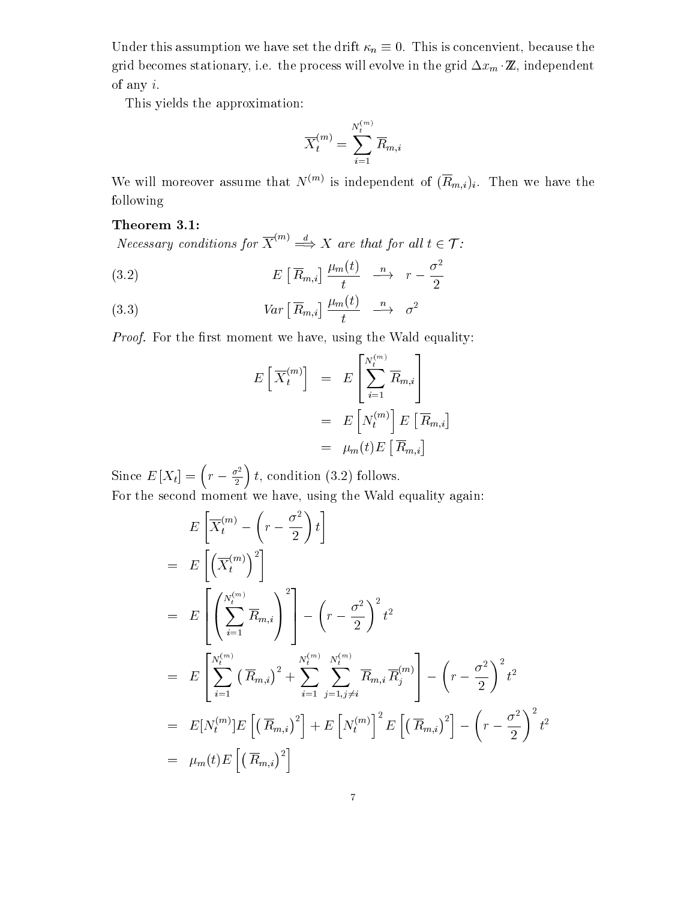Under this assumption we have set the drift $\kappa_n \equiv 0$. This is concenvient, because the grid becomes stationary, i.e. the process will evolve in the grid $\Delta x_m \cdot \mathbb{Z}$, independent of any $i$.

This yields the approximation:

$$\overline{X}_t^{(m)} = \sum_{i=1}^{N_t^{(m)}} \overline{R}_{m,i}$$

We will moreover assume that $N^{(m)}$ is independent of $(\overline{R}_{m,i})_i$. Then we have the following

**Theorem 3.1:**
*Necessary conditions for $\overline{X}^{(m)} \overset{d}{\Longrightarrow} X$ are that for all $t \in \mathcal{T}$:*

$$E\left[\overline{R}_{m,i}\right] \frac{\mu_m(t)}{t} \quad \overset{n}{\longrightarrow} \quad r - \frac{\sigma^2}{2} \tag{3.2}$$

$$Var\left[\overline{R}_{m,i}\right] \frac{\mu_m(t)}{t} \quad \overset{n}{\longrightarrow} \quad \sigma^2 \tag{3.3}$$

*Proof.* For the first moment we have, using the Wald equality:

$$\begin{aligned}
E\left[\overline{X}_t^{(m)}\right] &= E\left[\sum_{i=1}^{N_t^{(m)}} \overline{R}_{m,i}\right] \\
&= E\left[N_t^{(m)}\right] E\left[\overline{R}_{m,i}\right] \\
&= \mu_m(t) E\left[\overline{R}_{m,i}\right]
\end{aligned}$$

Since $E[X_t] = \left(r - \frac{\sigma^2}{2}\right) t$, condition (3.2) follows.
For the second moment we have, using the Wald equality again:

$$\begin{aligned}
& E\left[\overline{X}_t^{(m)} - \left(r - \frac{\sigma^2}{2}\right) t\right] \\
= \; & E\left[\left(\overline{X}_t^{(m)}\right)^2\right] \\
= \; & E\left[\left(\sum_{i=1}^{N_t^{(m)}} \overline{R}_{m,i}\right)^2\right] - \left(r - \frac{\sigma^2}{2}\right)^2 t^2 \\
= \; & E\left[\sum_{i=1}^{N_t^{(m)}} \left(\overline{R}_{m,i}\right)^2 + \sum_{i=1}^{N_t^{(m)}} \sum_{j=1, j \neq i}^{N_t^{(m)}} \overline{R}_{m,i} \overline{R}_j^{(m)}\right] - \left(r - \frac{\sigma^2}{2}\right)^2 t^2 \\
= \; & E[N_t^{(m)}] E\left[\left(\overline{R}_{m,i}\right)^2\right] + E\left[N_t^{(m)}\right]^2 E\left[\left(\overline{R}_{m,i}\right)^2\right] - \left(r - \frac{\sigma^2}{2}\right)^2 t^2 \\
= \; & \mu_m(t) E\left[\left(\overline{R}_{m,i}\right)^2\right]
\end{aligned}$$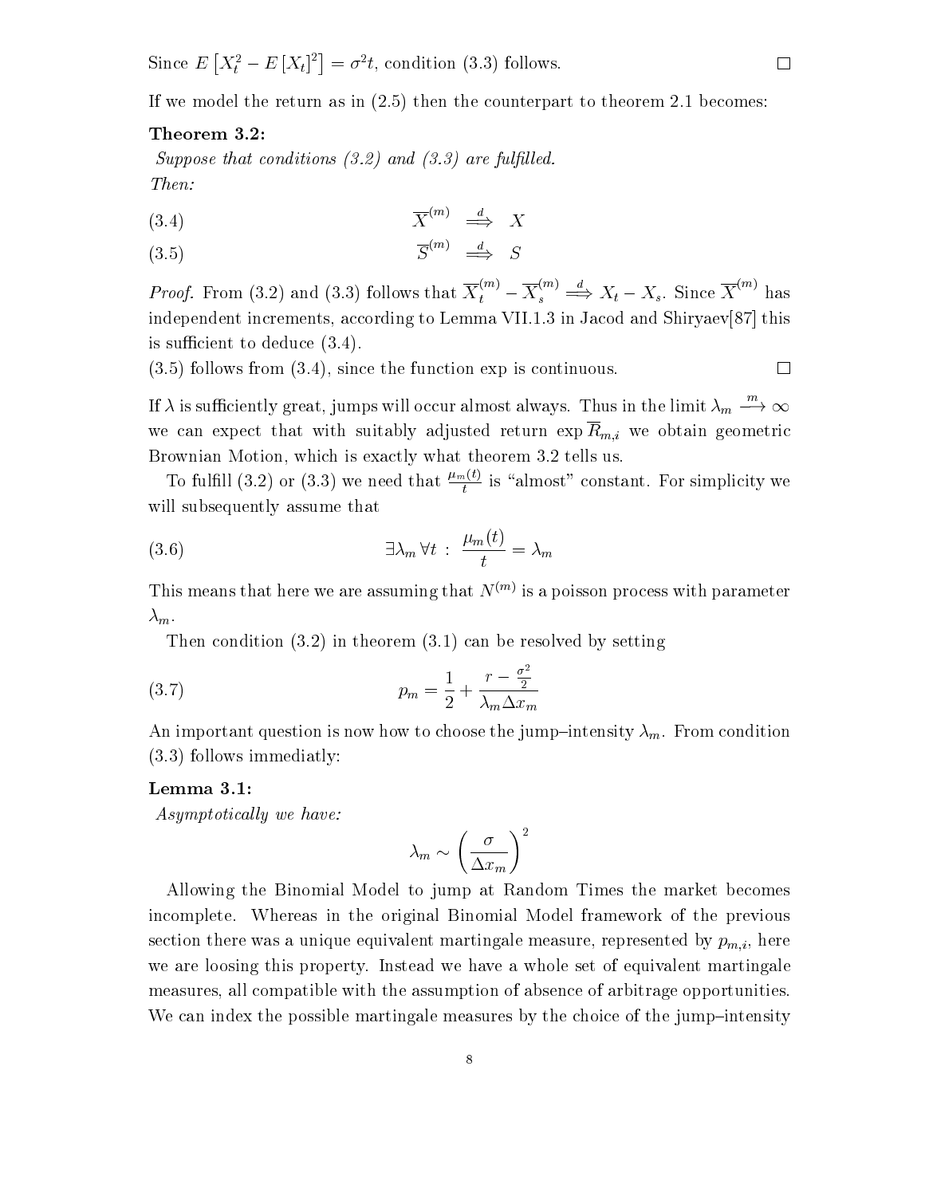Since $E\left[X_t^2 - E\left[X_t\right]^2\right] = \sigma^2 t$, condition (3.3) follows. □

If we model the return as in (2.5) then the counterpart to theorem 2.1 becomes:

**Theorem 3.2:**

*Suppose that conditions (3.2) and (3.3) are fulfilled.*
*Then:*

$$\overline{X}^{(m)} \stackrel{d}{\Longrightarrow} X \tag{3.4}$$

$$\overline{S}^{(m)} \stackrel{d}{\Longrightarrow} S \tag{3.5}$$

*Proof.* From (3.2) and (3.3) follows that $\overline{X}_t^{(m)} - \overline{X}_s^{(m)} \stackrel{d}{\Longrightarrow} X_t - X_s$. Since $\overline{X}^{(m)}$ has independent increments, according to Lemma VII.1.3 in Jacod and Shiryaev[87] this is sufficient to deduce (3.4).

(3.5) follows from (3.4), since the function exp is continuous. □

If $\lambda$ is sufficiently great, jumps will occur almost always. Thus in the limit $\lambda_m \stackrel{m}{\longrightarrow} \infty$ we can expect that with suitably adjusted return $\exp \overline{R}_{m,i}$ we obtain geometric Brownian Motion, which is exactly what theorem 3.2 tells us.

To fulfill (3.2) or (3.3) we need that $\frac{\mu_m(t)}{t}$ is "almost" constant. For simplicity we will subsequently assume that

$$\exists \lambda_m \, \forall t \; : \; \frac{\mu_m(t)}{t} = \lambda_m \tag{3.6}$$

This means that here we are assuming that $N^{(m)}$ is a poisson process with parameter $\lambda_m$.

Then condition (3.2) in theorem (3.1) can be resolved by setting

$$p_m = \frac{1}{2} + \frac{r - \frac{\sigma^2}{2}}{\lambda_m \Delta x_m} \tag{3.7}$$

An important question is now how to choose the jump–intensity $\lambda_m$. From condition (3.3) follows immediatly:

**Lemma 3.1:**

*Asymptotically we have:*

$$\lambda_m \sim \left(\frac{\sigma}{\Delta x_m}\right)^2$$

Allowing the Binomial Model to jump at Random Times the market becomes incomplete. Whereas in the original Binomial Model framework of the previous section there was a unique equivalent martingale measure, represented by $p_{m,i}$, here we are loosing this property. Instead we have a whole set of equivalent martingale measures, all compatible with the assumption of absence of arbitrage opportunities. We can index the possible martingale measures by the choice of the jump–intensity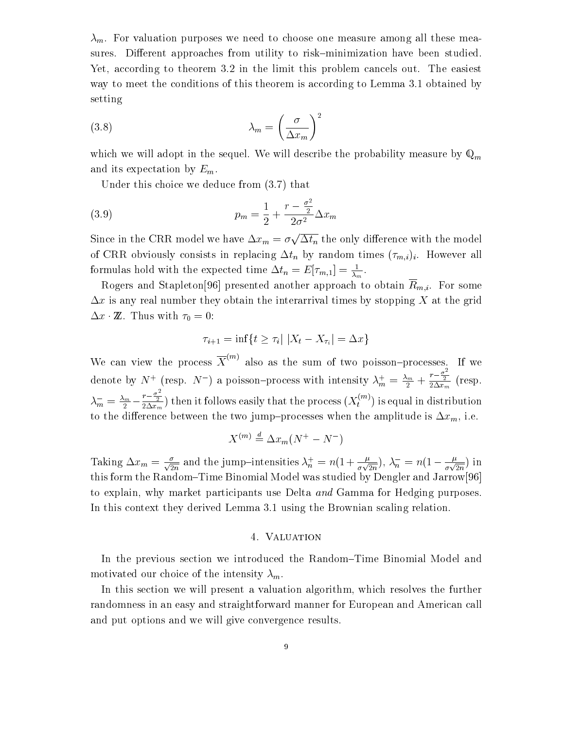$\lambda_m$. For valuation purposes we need to choose one measure among all these measures. Different approaches from utility to risk–minimization have been studied. Yet, according to theorem 3.2 in the limit this problem cancels out. The easiest way to meet the conditions of this theorem is according to Lemma 3.1 obtained by setting

$$\lambda_m = \left(\frac{\sigma}{\Delta x_m}\right)^2 \tag{3.8}$$

which we will adopt in the sequel. We will describe the probability measure by $\mathbb{Q}_m$ and its expectation by $E_m$.

Under this choice we deduce from (3.7) that

$$p_m = \frac{1}{2} + \frac{r - \frac{\sigma^2}{2}}{2\sigma^2}\Delta x_m \tag{3.9}$$

Since in the CRR model we have $\Delta x_m = \sigma\sqrt{\Delta t_n}$ the only difference with the model of CRR obviously consists in replacing $\Delta t_n$ by random times $(\tau_{m,i})_i$. However all formulas hold with the expected time $\Delta t_n = E[\tau_{m,1}] = \frac{1}{\lambda_m}$.

Rogers and Stapleton[96] presented another approach to obtain $\overline{R}_{m,i}$. For some $\Delta x$ is any real number they obtain the interarrival times by stopping $X$ at the grid $\Delta x \cdot \mathbb{Z}$. Thus with $\tau_0 = 0$:

$$\tau_{i+1} = \inf\{t \geq \tau_i |\ |X_t - X_{\tau_i}| = \Delta x\}$$

We can view the process $\overline{X}^{(m)}$ also as the sum of two poisson–processes. If we denote by $N^+$ (resp. $N^-$) a poisson–process with intensity $\lambda_m^+ = \frac{\lambda_m}{2} + \frac{r - \frac{\sigma^2}{2}}{2\Delta x_m}$ (resp. $\lambda_m^- = \frac{\lambda_m}{2} - \frac{r - \frac{\sigma^2}{2}}{2\Delta x_m}$) then it follows easily that the process $(X_t^{(m)})$ is equal in distribution to the difference between the two jump–processes when the amplitude is $\Delta x_m$, i.e.

$$X^{(m)} \stackrel{d}{=} \Delta x_m (N^+ - N^-)$$

Taking $\Delta x_m = \frac{\sigma}{\sqrt{2n}}$ and the jump–intensities $\lambda_n^+ = n(1 + \frac{\mu}{\sigma\sqrt{2n}})$, $\lambda_n^- = n(1 - \frac{\mu}{\sigma\sqrt{2n}})$ in this form the Random–Time Binomial Model was studied by Dengler and Jarrow[96] to explain, why market participants use Delta *and* Gamma for Hedging purposes. In this context they derived Lemma 3.1 using the Brownian scaling relation.

## 4. Valuation

In the previous section we introduced the Random–Time Binomial Model and motivated our choice of the intensity $\lambda_m$.

In this section we will present a valuation algorithm, which resolves the further randomness in an easy and straightforward manner for European and American call and put options and we will give convergence results.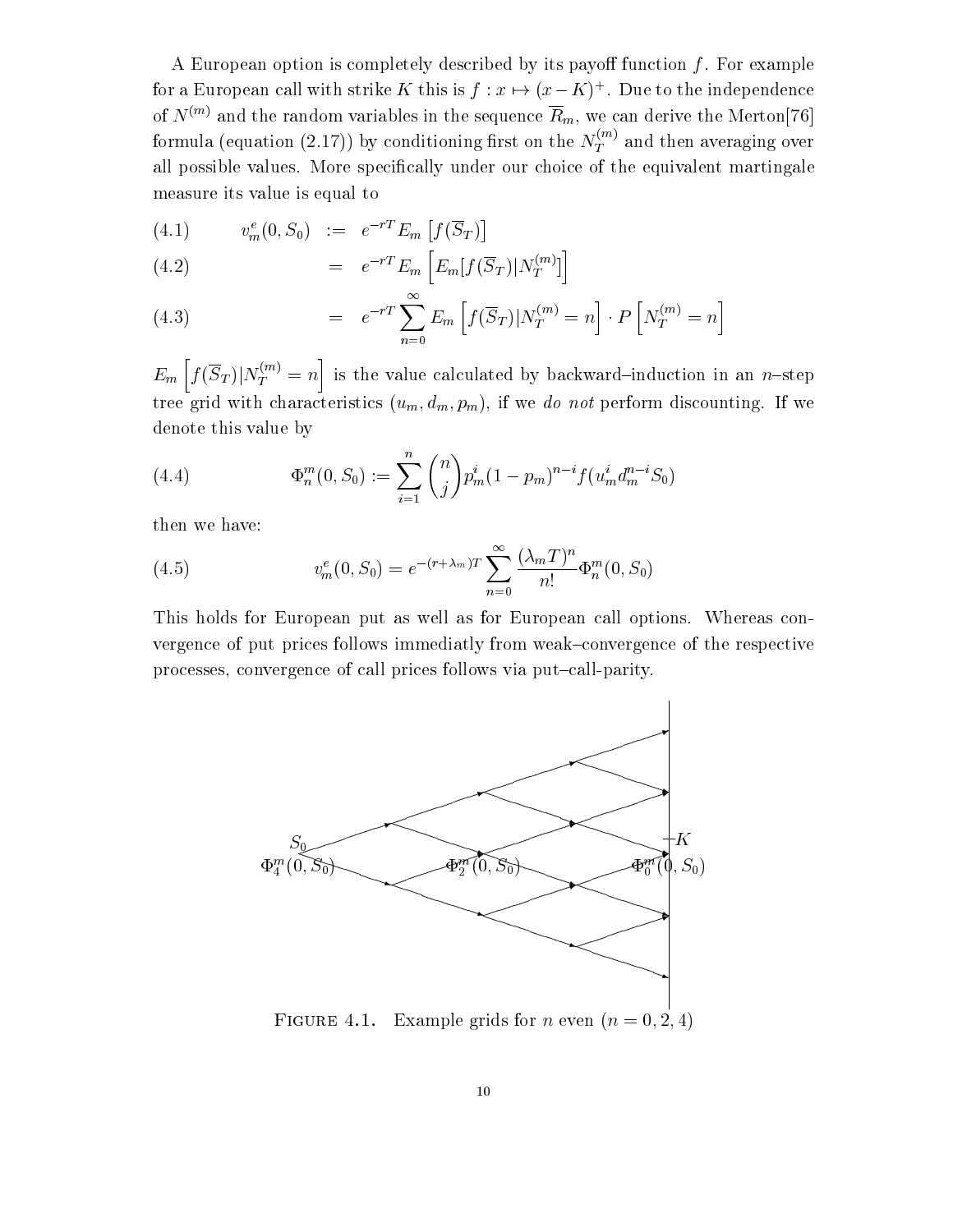A European option is completely described by its payoff function $f$. For example for a European call with strike $K$ this is $f : x \mapsto (x-K)^+$. Due to the independence of $N^{(m)}$ and the random variables in the sequence $\overline{R}_m$, we can derive the Merton[76] formula (equation (2.17)) by conditioning first on the $N_T^{(m)}$ and then averaging over all possible values. More specifically under our choice of the equivalent martingale measure its value is equal to

$$
\begin{aligned}
(4.1) \qquad v_m^e(0, S_0) &:= e^{-rT} E_m\left[f(\overline{S}_T)\right] \\
(4.2) \qquad &= e^{-rT} E_m\left[E_m[f(\overline{S}_T)|N_T^{(m)}]\right] \\
(4.3) \qquad &= e^{-rT} \sum_{n=0}^{\infty} E_m\left[f(\overline{S}_T)|N_T^{(m)} = n\right] \cdot P\left[N_T^{(m)} = n\right]
\end{aligned}
$$

$E_m\left[f(\overline{S}_T)|N_T^{(m)} = n\right]$ is the value calculated by backward–induction in an $n$–step tree grid with characteristics $(u_m, d_m, p_m)$, if we *do not* perform discounting. If we denote this value by

$$
(4.4) \qquad \Phi_n^m(0, S_0) := \sum_{i=1}^{n} \binom{n}{j} p_m^i (1-p_m)^{n-i} f(u_m^i d_m^{n-i} S_0)
$$

then we have:

$$
(4.5) \qquad v_m^e(0, S_0) = e^{-(r+\lambda_m)T} \sum_{n=0}^{\infty} \frac{(\lambda_m T)^n}{n!} \Phi_n^m(0, S_0)
$$

This holds for European put as well as for European call options. Whereas convergence of put prices follows immediatly from weak–convergence of the respective processes, convergence of call prices follows via put–call-parity.

FIGURE 4.1. Example grids for $n$ even ($n = 0, 2, 4$)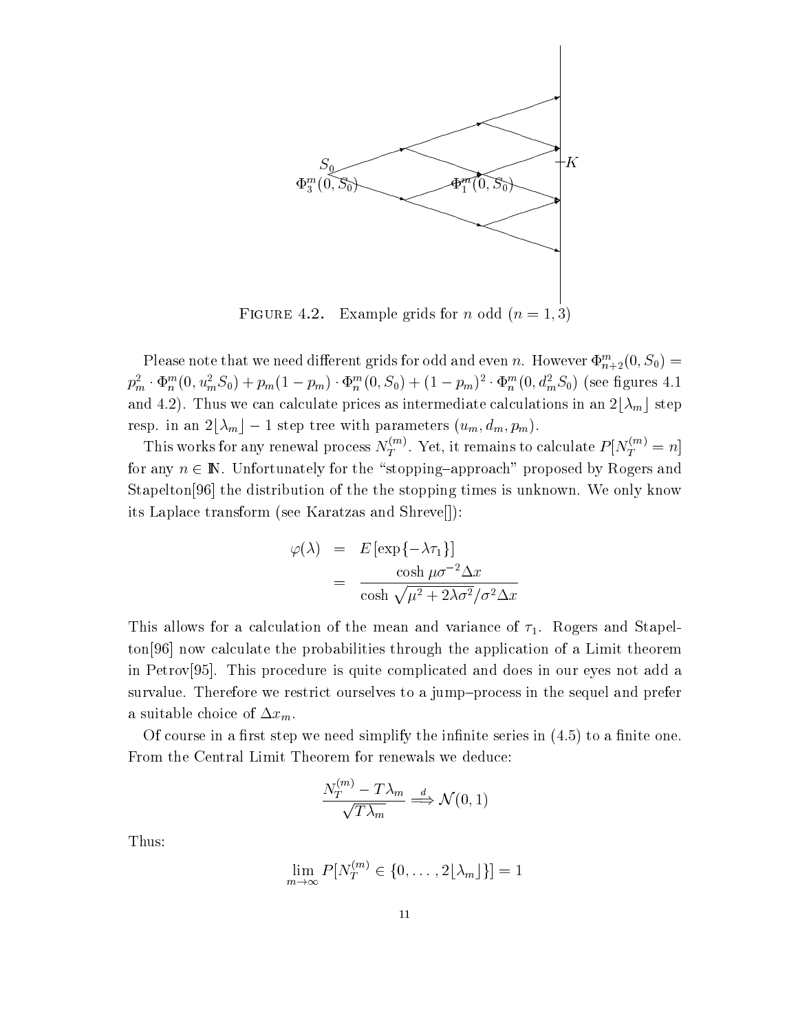FIGURE 4.2. Example grids for $n$ odd ($n = 1, 3$)

Please note that we need different grids for odd and even $n$. However $\Phi^m_{n+2}(0, S_0) = p_m^2 \cdot \Phi^m_n(0, u_m^2 S_0) + p_m(1 - p_m) \cdot \Phi^m_n(0, S_0) + (1 - p_m)^2 \cdot \Phi^m_n(0, d_m^2 S_0)$ (see figures 4.1 and 4.2). Thus we can calculate prices as intermediate calculations in an $2\lfloor \lambda_m \rfloor$ step resp. in an $2\lfloor \lambda_m \rfloor - 1$ step tree with parameters $(u_m, d_m, p_m)$.

This works for any renewal process $N_T^{(m)}$. Yet, it remains to calculate $P[N_T^{(m)} = n]$ for any $n \in \mathbb{N}$. Unfortunately for the "stopping–approach" proposed by Rogers and Stapelton[96] the distribution of the the stopping times is unknown. We only know its Laplace transform (see Karatzas and Shreve[]):

$$\begin{aligned} \varphi(\lambda) &= E\left[\exp\{-\lambda\tau_1\}\right] \\ &= \frac{\cosh \mu\sigma^{-2}\Delta x}{\cosh \sqrt{\mu^2 + 2\lambda\sigma^2}/\sigma^2 \Delta x} \end{aligned}$$

This allows for a calculation of the mean and variance of $\tau_1$. Rogers and Stapelton[96] now calculate the probabilities through the application of a Limit theorem in Petrov[95]. This procedure is quite complicated and does in our eyes not add a survalue. Therefore we restrict ourselves to a jump–process in the sequel and prefer a suitable choice of $\Delta x_m$.

Of course in a first step we need simplify the infinite series in (4.5) to a finite one. From the Central Limit Theorem for renewals we deduce:

$$\frac{N_T^{(m)} - T\lambda_m}{\sqrt{T\lambda_m}} \overset{d}{\Longrightarrow} \mathcal{N}(0, 1)$$

Thus:

$$\lim_{m\to\infty} P[N_T^{(m)} \in \{0, \ldots, 2\lfloor \lambda_m \rfloor\}] = 1$$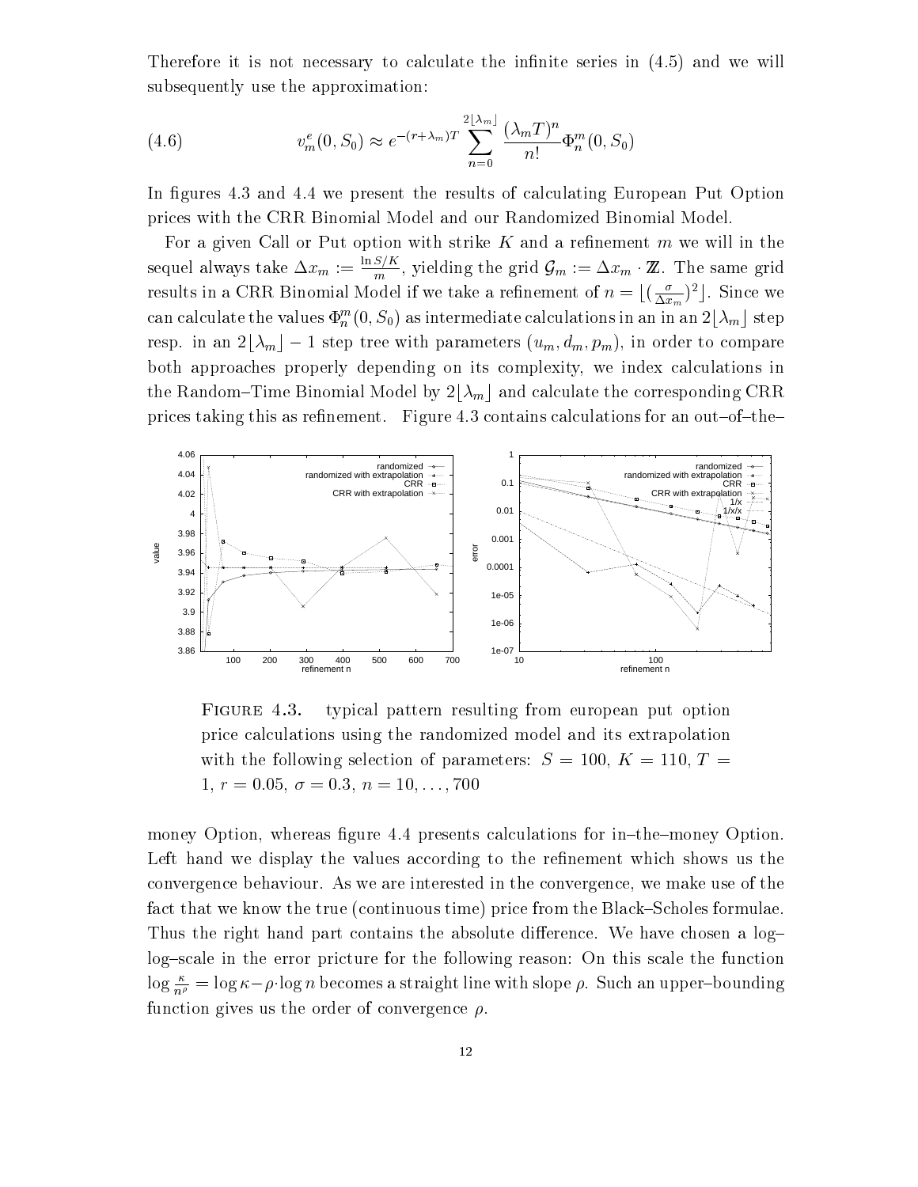Therefore it is not necessary to calculate the infinite series in (4.5) and we will subsequently use the approximation:

$$v_m^e(0, S_0) \approx e^{-(r+\lambda_m)T} \sum_{n=0}^{2\lfloor \lambda_m \rfloor} \frac{(\lambda_m T)^n}{n!} \Phi_n^m(0, S_0) \tag{4.6}$$

In figures 4.3 and 4.4 we present the results of calculating European Put Option prices with the CRR Binomial Model and our Randomized Binomial Model.

For a given Call or Put option with strike $K$ and a refinement $m$ we will in the sequel always take $\Delta x_m := \frac{\ln S/K}{m}$, yielding the grid $\mathcal{G}_m := \Delta x_m \cdot \mathbb{Z}$. The same grid results in a CRR Binomial Model if we take a refinement of $n = \lfloor (\frac{\sigma}{\Delta x_m})^2 \rfloor$. Since we can calculate the values $\Phi_n^m(0, S_0)$ as intermediate calculations in an in an $2\lfloor \lambda_m \rfloor$ step resp. in an $2\lfloor \lambda_m \rfloor - 1$ step tree with parameters $(u_m, d_m, p_m)$, in order to compare both approaches properly depending on its complexity, we index calculations in the Random–Time Binomial Model by $2\lfloor \lambda_m \rfloor$ and calculate the corresponding CRR prices taking this as refinement. Figure 4.3 contains calculations for an out–of–the–money Option, whereas figure 4.4 presents calculations for in–the–money Option. Left hand we display the values according to the refinement which shows us the convergence behaviour. As we are interested in the convergence, we make use of the fact that we know the true (continuous time) price from the Black–Scholes formulae. Thus the right hand part contains the absolute difference. We have chosen a log–log–scale in the error pricture for the following reason: On this scale the function $\log \frac{\kappa}{n^\rho} = \log \kappa - \rho \cdot \log n$ becomes a straight line with slope $\rho$. Such an upper–bounding function gives us the order of convergence $\rho$.

FIGURE 4.3. typical pattern resulting from european put option price calculations using the randomized model and its extrapolation with the following selection of parameters: $S = 100$, $K = 110$, $T = 1$, $r = 0.05$, $\sigma = 0.3$, $n = 10, \ldots, 700$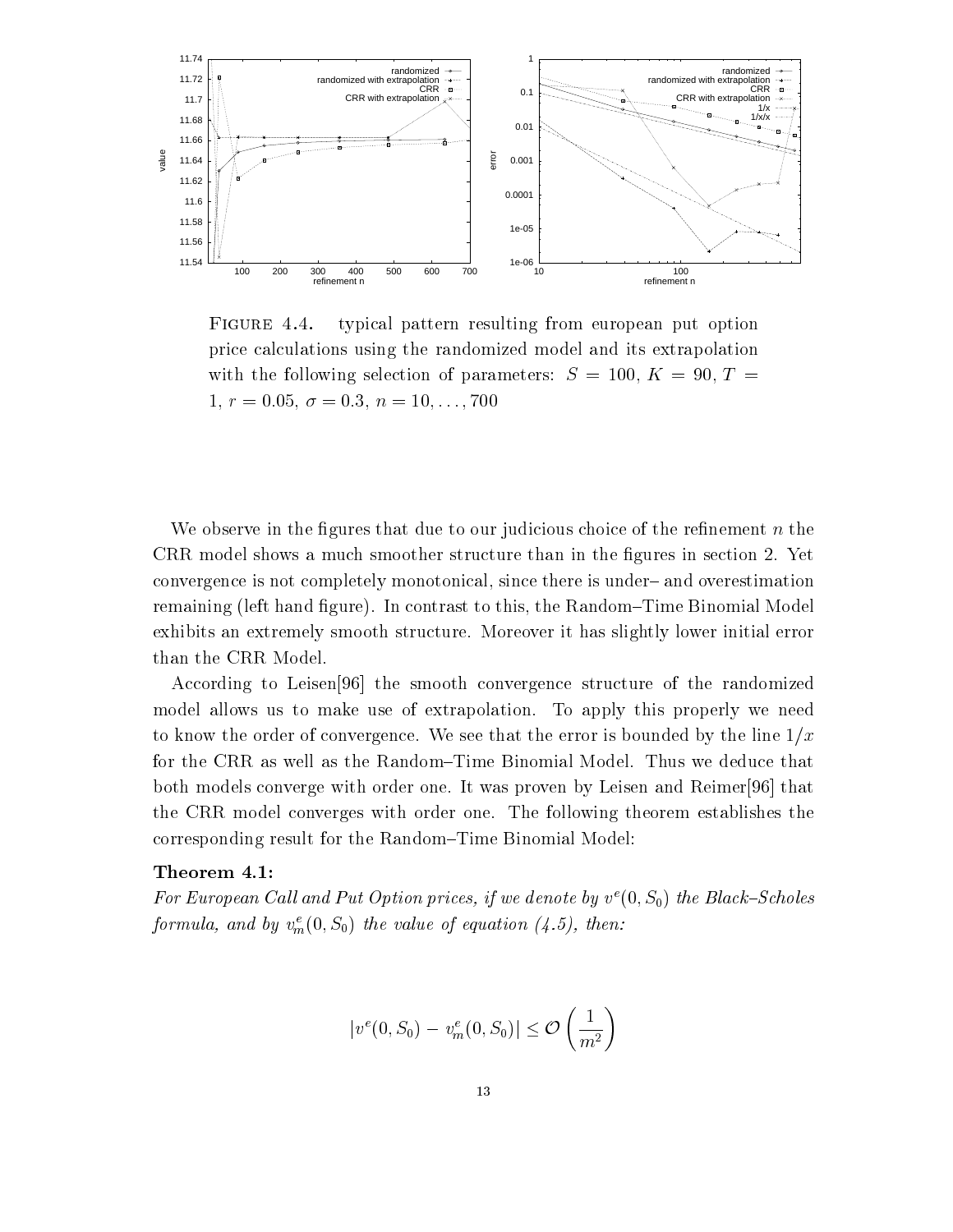FIGURE 4.4. typical pattern resulting from european put option price calculations using the randomized model and its extrapolation with the following selection of parameters: $S = 100$, $K = 90$, $T = 1$, $r = 0.05$, $\sigma = 0.3$, $n = 10, \ldots, 700$

We observe in the figures that due to our judicious choice of the refinement $n$ the CRR model shows a much smoother structure than in the figures in section 2. Yet convergence is not completely monotonical, since there is under– and overestimation remaining (left hand figure). In contrast to this, the Random–Time Binomial Model exhibits an extremely smooth structure. Moreover it has slightly lower initial error than the CRR Model.

According to Leisen[96] the smooth convergence structure of the randomized model allows us to make use of extrapolation. To apply this properly we need to know the order of convergence. We see that the error is bounded by the line $1/x$ for the CRR as well as the Random–Time Binomial Model. Thus we deduce that both models converge with order one. It was proven by Leisen and Reimer[96] that the CRR model converges with order one. The following theorem establishes the corresponding result for the Random–Time Binomial Model:

**Theorem 4.1:**
*For European Call and Put Option prices, if we denote by $v^e(0, S_0)$ the Black–Scholes formula, and by $v^e_m(0, S_0)$ the value of equation (4.5), then:*

$$|v^e(0, S_0) - v^e_m(0, S_0)| \leq \mathcal{O}\left(\frac{1}{m^2}\right)$$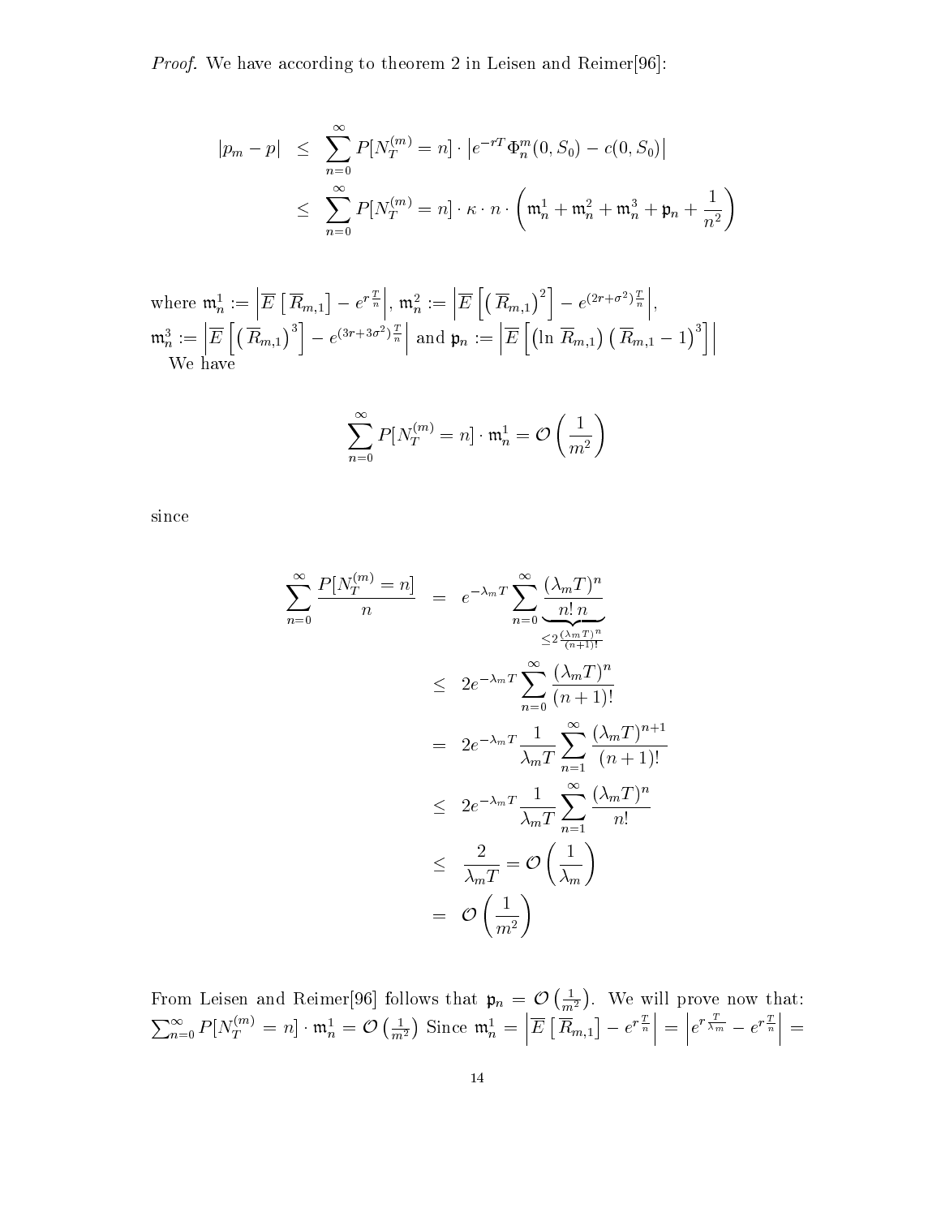*Proof.* We have according to theorem 2 in Leisen and Reimer[96]:

$$
\begin{aligned}
|p_m - p| &\leq \sum_{n=0}^{\infty} P[N_T^{(m)} = n] \cdot \left| e^{-rT} \Phi_n^m(0, S_0) - c(0, S_0) \right| \\
&\leq \sum_{n=0}^{\infty} P[N_T^{(m)} = n] \cdot \kappa \cdot n \cdot \left( \mathfrak{m}_n^1 + \mathfrak{m}_n^2 + \mathfrak{m}_n^3 + \mathfrak{p}_n + \frac{1}{n^2} \right)
\end{aligned}
$$

where $\mathfrak{m}_n^1 := \left| \overline{E} \left[ \overline{R}_{m,1} \right] - e^{r \frac{T}{n}} \right|$, $\mathfrak{m}_n^2 := \left| \overline{E} \left[ \left( \overline{R}_{m,1} \right)^2 \right] - e^{(2r+\sigma^2)\frac{T}{n}} \right|$, $\mathfrak{m}_n^3 := \left| \overline{E} \left[ \left( \overline{R}_{m,1} \right)^3 \right] - e^{(3r+3\sigma^2)\frac{T}{n}} \right|$ and $\mathfrak{p}_n := \left| \overline{E} \left[ \left( \ln \overline{R}_{m,1} \right) \left( \overline{R}_{m,1} - 1 \right)^3 \right] \right|$

We have

$$
\sum_{n=0}^{\infty} P[N_T^{(m)} = n] \cdot \mathfrak{m}_n^1 = \mathcal{O}\left( \frac{1}{m^2} \right)
$$

since

$$
\begin{aligned}
\sum_{n=0}^{\infty} \frac{P[N_T^{(m)} = n]}{n} &= e^{-\lambda_m T} \sum_{n=0}^{\infty} \underbrace{\frac{(\lambda_m T)^n}{n!\, n}}_{\leq 2 \frac{(\lambda_m T)^n}{(n+1)!}} \\
&\leq 2e^{-\lambda_m T} \sum_{n=0}^{\infty} \frac{(\lambda_m T)^n}{(n+1)!} \\
&= 2e^{-\lambda_m T} \frac{1}{\lambda_m T} \sum_{n=1}^{\infty} \frac{(\lambda_m T)^{n+1}}{(n+1)!} \\
&\leq 2e^{-\lambda_m T} \frac{1}{\lambda_m T} \sum_{n=1}^{\infty} \frac{(\lambda_m T)^n}{n!} \\
&\leq \frac{2}{\lambda_m T} = \mathcal{O}\left( \frac{1}{\lambda_m} \right) \\
&= \mathcal{O}\left( \frac{1}{m^2} \right)
\end{aligned}
$$

From Leisen and Reimer[96] follows that $\mathfrak{p}_n = \mathcal{O}\left( \frac{1}{m^2} \right)$. We will prove now that: $\sum_{n=0}^{\infty} P[N_T^{(m)} = n] \cdot \mathfrak{m}_n^1 = \mathcal{O}\left( \frac{1}{m^2} \right)$ Since $\mathfrak{m}_n^1 = \left| \overline{E} \left[ \overline{R}_{m,1} \right] - e^{r \frac{T}{n}} \right| = \left| e^{r \frac{T}{\lambda_m}} - e^{r \frac{T}{n}} \right| =$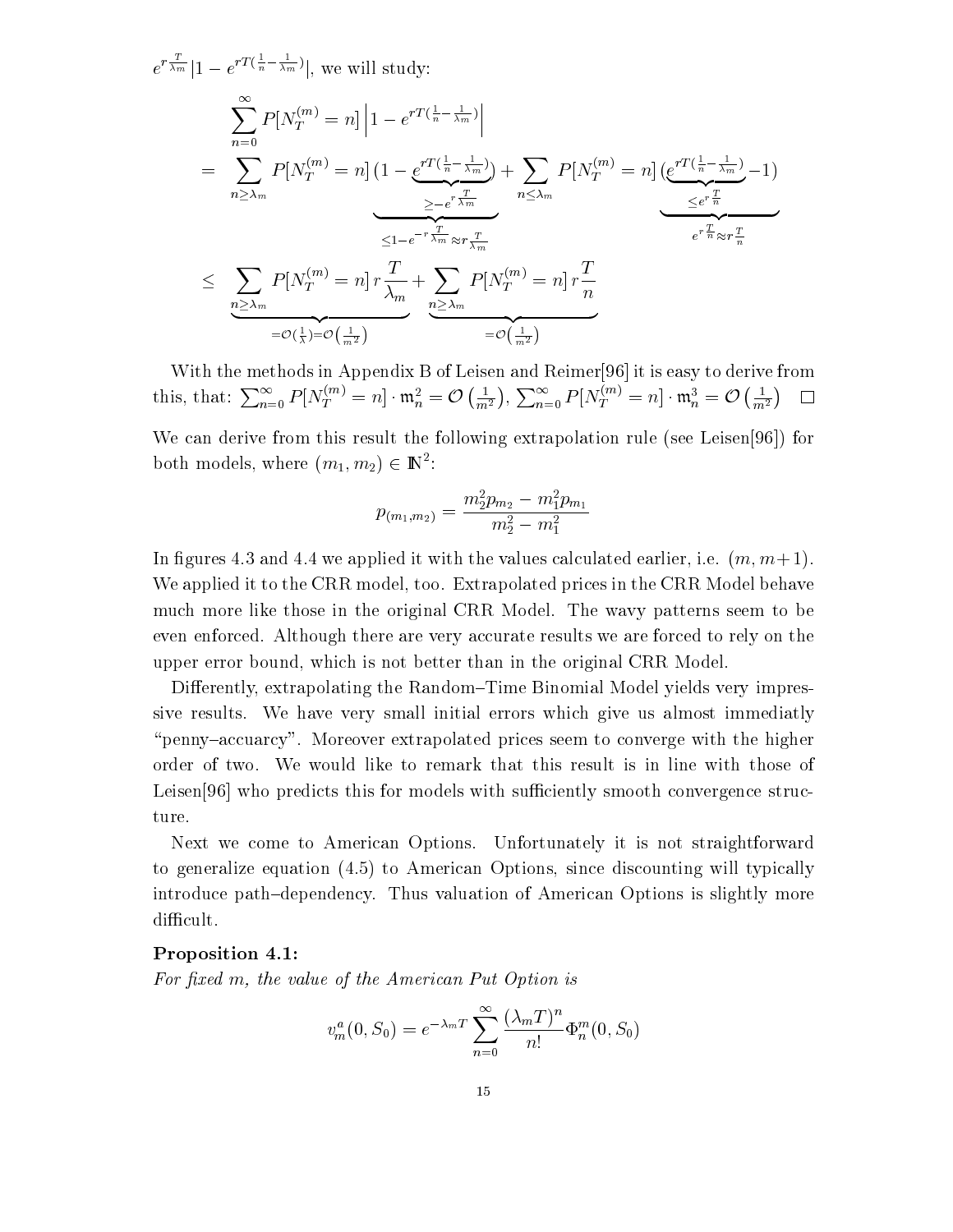$e^{r\frac{T}{\lambda_m}}|1-e^{rT(\frac{1}{n}-\frac{1}{\lambda_m})}|$, we will study:

$$
\begin{aligned}
& \sum_{n=0}^{\infty} P[N_T^{(m)}=n]\left|1-e^{rT(\frac{1}{n}-\frac{1}{\lambda_m})}\right| \\
= & \sum_{n\geq\lambda_m} P[N_T^{(m)}=n]\underbrace{(1-\underbrace{e^{rT(\frac{1}{n}-\frac{1}{\lambda_m})}}_{\geq -e^{r\frac{T}{\lambda_m}}})}_{\leq 1-e^{-r\frac{T}{\lambda_m}}\approx r\frac{T}{\lambda_m}} + \sum_{n\leq\lambda_m} P[N_T^{(m)}=n]\underbrace{(\underbrace{e^{rT(\frac{1}{n}-\frac{1}{\lambda_m})}}_{\leq e^{r\frac{T}{n}}}-1)}_{e^{r\frac{T}{n}}\approx r\frac{T}{n}} \\
\leq & \underbrace{\sum_{n\geq\lambda_m} P[N_T^{(m)}=n]\, r\frac{T}{\lambda_m}}_{=\mathcal{O}(\frac{1}{\lambda})=\mathcal{O}\left(\frac{1}{m^2}\right)} + \underbrace{\sum_{n\geq\lambda_m} P[N_T^{(m)}=n]\, r\frac{T}{n}}_{=\mathcal{O}\left(\frac{1}{m^2}\right)}
\end{aligned}
$$

With the methods in Appendix B of Leisen and Reimer[96] it is easy to derive from this, that: $\sum_{n=0}^{\infty} P[N_T^{(m)}=n]\cdot\mathfrak{m}_n^2=\mathcal{O}\left(\frac{1}{m^2}\right)$, $\sum_{n=0}^{\infty} P[N_T^{(m)}=n]\cdot\mathfrak{m}_n^3=\mathcal{O}\left(\frac{1}{m^2}\right)$ □

We can derive from this result the following extrapolation rule (see Leisen[96]) for both models, where $(m_1, m_2)\in\mathbb{N}^2$:

$$
p_{(m_1,m_2)}=\frac{m_2^2 p_{m_2}-m_1^2 p_{m_1}}{m_2^2-m_1^2}
$$

In figures 4.3 and 4.4 we applied it with the values calculated earlier, i.e. $(m, m+1)$. We applied it to the CRR model, too. Extrapolated prices in the CRR Model behave much more like those in the original CRR Model. The wavy patterns seem to be even enforced. Although there are very accurate results we are forced to rely on the upper error bound, which is not better than in the original CRR Model.

Differently, extrapolating the Random–Time Binomial Model yields very impressive results. We have very small initial errors which give us almost immediatly "penny–accuarcy". Moreover extrapolated prices seem to converge with the higher order of two. We would like to remark that this result is in line with those of Leisen[96] who predicts this for models with sufficiently smooth convergence structure.

Next we come to American Options. Unfortunately it is not straightforward to generalize equation (4.5) to American Options, since discounting will typically introduce path–dependency. Thus valuation of American Options is slightly more difficult.

**Proposition 4.1:**
*For fixed m, the value of the American Put Option is*

$$
v_m^a(0, S_0)=e^{-\lambda_m T}\sum_{n=0}^{\infty}\frac{(\lambda_m T)^n}{n!}\Phi_n^m(0, S_0)
$$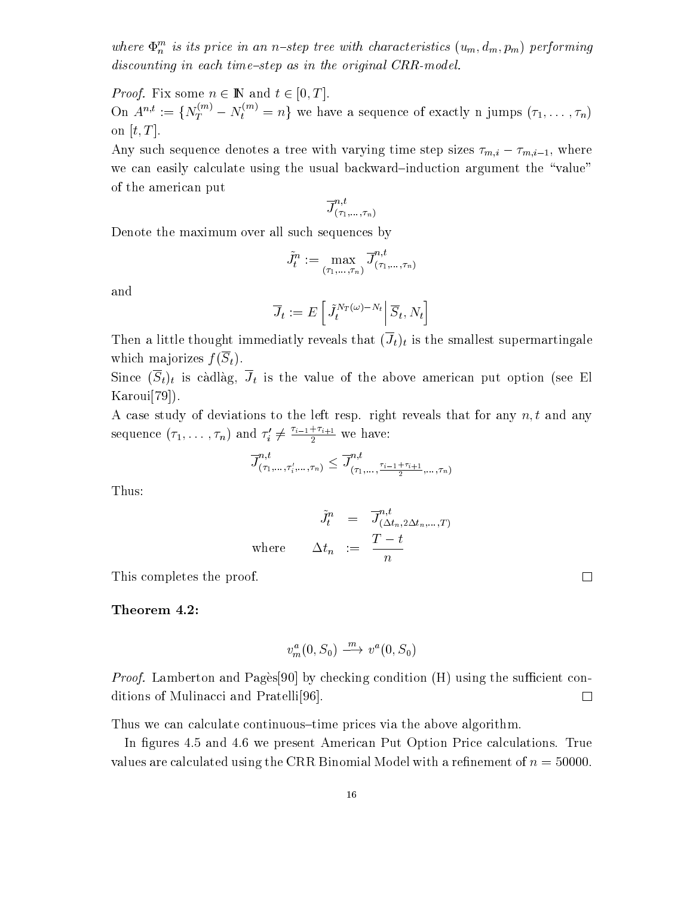*where $\Phi_n^m$ is its price in an $n$–step tree with characteristics $(u_m, d_m, p_m)$ performing discounting in each time–step as in the original CRR-model.*

*Proof.* Fix some $n \in \mathbb{N}$ and $t \in [0, T]$.
On $A^{n,t} := \{N_T^{(m)} - N_t^{(m)} = n\}$ we have a sequence of exactly n jumps $(\tau_1, \ldots, \tau_n)$ on $[t, T]$.
Any such sequence denotes a tree with varying time step sizes $\tau_{m,i} - \tau_{m,i-1}$, where we can easily calculate using the usual backward–induction argument the "value" of the american put

$$\overline{J}^{n,t}_{(\tau_1,\ldots,\tau_n)}$$

Denote the maximum over all such sequences by

$$\tilde{J}_t^n := \max_{(\tau_1,\ldots,\tau_n)} \overline{J}^{n,t}_{(\tau_1,\ldots,\tau_n)}$$

and

$$\overline{J}_t := E\left[ \tilde{J}_t^{N_T(\omega)-N_t} \middle| \overline{S}_t, N_t \right]$$

Then a little thought immediatly reveals that $(\overline{J}_t)_t$ is the smallest supermartingale which majorizes $f(\overline{S}_t)$.
Since $(\overline{S}_t)_t$ is càdlàg, $\overline{J}_t$ is the value of the above american put option (see El Karoui[79]).
A case study of deviations to the left resp. right reveals that for any $n, t$ and any sequence $(\tau_1, \ldots, \tau_n)$ and $\tau_i' \neq \frac{\tau_{i-1}+\tau_{i+1}}{2}$ we have:

$$\overline{J}^{n,t}_{(\tau_1,\ldots,\tau_i',\ldots,\tau_n)} \leq \overline{J}^{n,t}_{(\tau_1,\ldots,\frac{\tau_{i-1}+\tau_{i+1}}{2},\ldots,\tau_n)}$$

Thus:

$$\begin{aligned} \tilde{J}_t^n &= \overline{J}^{n,t}_{(\Delta t_n, 2\Delta t_n, \ldots, T)} \\ \text{where} \qquad \Delta t_n &:= \frac{T-t}{n} \end{aligned}$$

This completes the proof. $\square$

**Theorem 4.2:**

$$v_m^a(0, S_0) \xrightarrow{m} v^a(0, S_0)$$

*Proof.* Lamberton and Pagès[90] by checking condition (H) using the sufficient conditions of Mulinacci and Pratelli[96]. $\square$

Thus we can calculate continuous–time prices via the above algorithm.

In figures 4.5 and 4.6 we present American Put Option Price calculations. True values are calculated using the CRR Binomial Model with a refinement of $n = 50000$.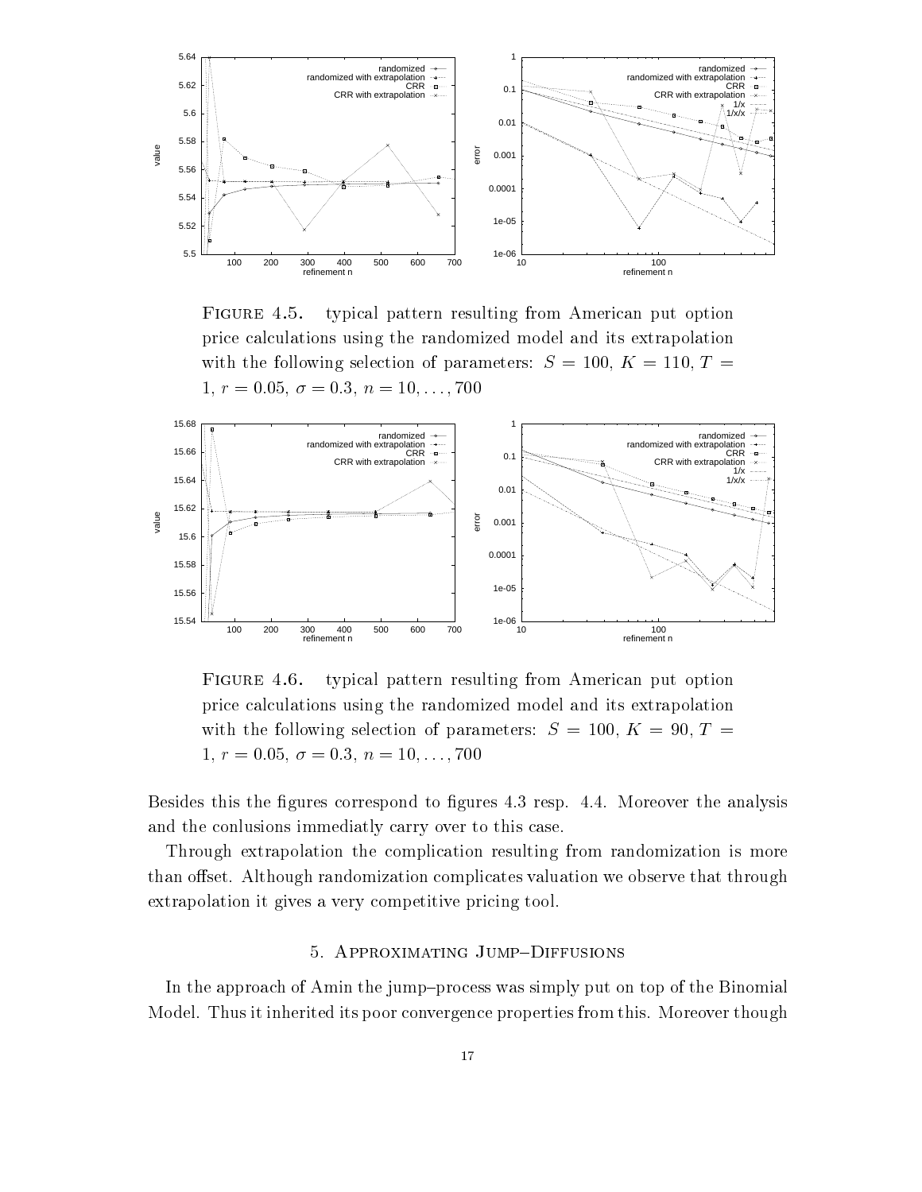FIGURE 4.5. typical pattern resulting from American put option price calculations using the randomized model and its extrapolation with the following selection of parameters: $S = 100$, $K = 110$, $T = 1$, $r = 0.05$, $\sigma = 0.3$, $n = 10, \ldots, 700$

FIGURE 4.6. typical pattern resulting from American put option price calculations using the randomized model and its extrapolation with the following selection of parameters: $S = 100$, $K = 90$, $T = 1$, $r = 0.05$, $\sigma = 0.3$, $n = 10, \ldots, 700$

Besides this the figures correspond to figures 4.3 resp. 4.4. Moreover the analysis and the conlusions immediatly carry over to this case.

Through extrapolation the complication resulting from randomization is more than offset. Although randomization complicates valuation we observe that through extrapolation it gives a very competitive pricing tool.

## 5. Approximating Jump–Diffusions

In the approach of Amin the jump–process was simply put on top of the Binomial Model. Thus it inherited its poor convergence properties from this. Moreover though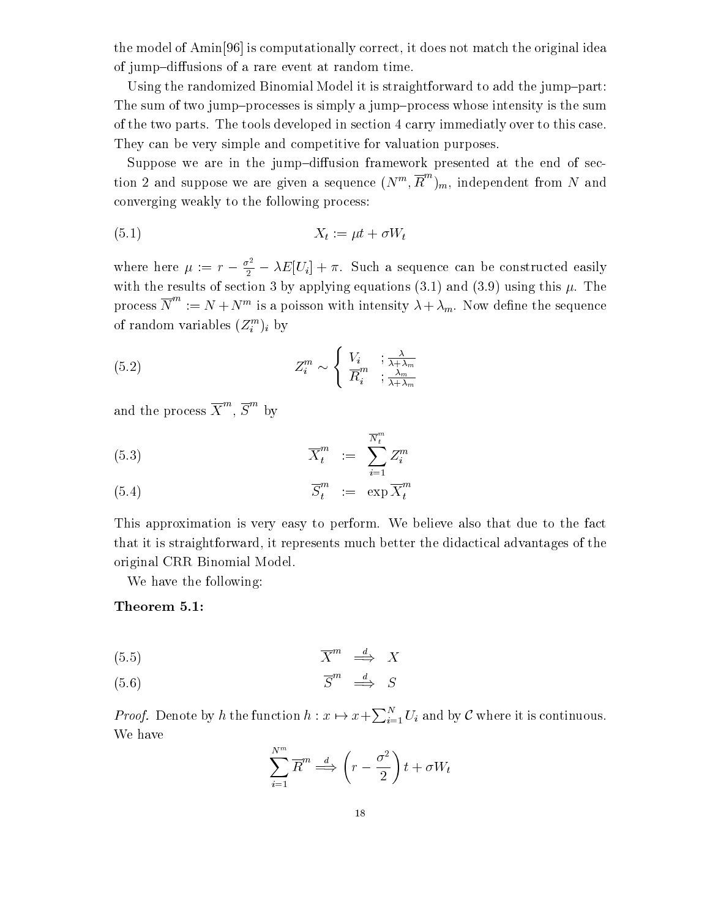the model of Amin[96] is computationally correct, it does not match the original idea of jump–diffusions of a rare event at random time.

Using the randomized Binomial Model it is straightforward to add the jump–part: The sum of two jump–processes is simply a jump–process whose intensity is the sum of the two parts. The tools developed in section 4 carry immediatly over to this case. They can be very simple and competitive for valuation purposes.

Suppose we are in the jump–diffusion framework presented at the end of section 2 and suppose we are given a sequence $(N^m, \overline{R}^m)_m$, independent from $N$ and converging weakly to the following process:

$$X_t := \mu t + \sigma W_t \tag{5.1}$$

where here $\mu := r - \frac{\sigma^2}{2} - \lambda E[U_i] + \pi$. Such a sequence can be constructed easily with the results of section 3 by applying equations (3.1) and (3.9) using this $\mu$. The process $\overline{N}^m := N + N^m$ is a poisson with intensity $\lambda + \lambda_m$. Now define the sequence of random variables $(Z_i^m)_i$ by

$$Z_i^m \sim \begin{cases} V_i & ; \frac{\lambda}{\lambda+\lambda_m} \\ \overline{R}_i^m & ; \frac{\lambda_m}{\lambda+\lambda_m} \end{cases} \tag{5.2}$$

and the process $\overline{X}^m$, $\overline{S}^m$ by

$$\overline{X}_t^m := \sum_{i=1}^{\overline{N}_t^m} Z_i^m \tag{5.3}$$

$$\overline{S}_t^m := \exp \overline{X}_t^m \tag{5.4}$$

This approximation is very easy to perform. We believe also that due to the fact that it is straightforward, it represents much better the didactical advantages of the original CRR Binomial Model.

We have the following:

**Theorem 5.1:**

$$\overline{X}^m \overset{d}{\Longrightarrow} X \tag{5.5}$$

$$\overline{S}^m \overset{d}{\Longrightarrow} S \tag{5.6}$$

*Proof.* Denote by $h$ the function $h : x \mapsto x + \sum_{i=1}^{N} U_i$ and by $\mathcal{C}$ where it is continuous. We have

$$\sum_{i=1}^{N^m} \overline{R}^m \overset{d}{\Longrightarrow} \left(r - \frac{\sigma^2}{2}\right) t + \sigma W_t$$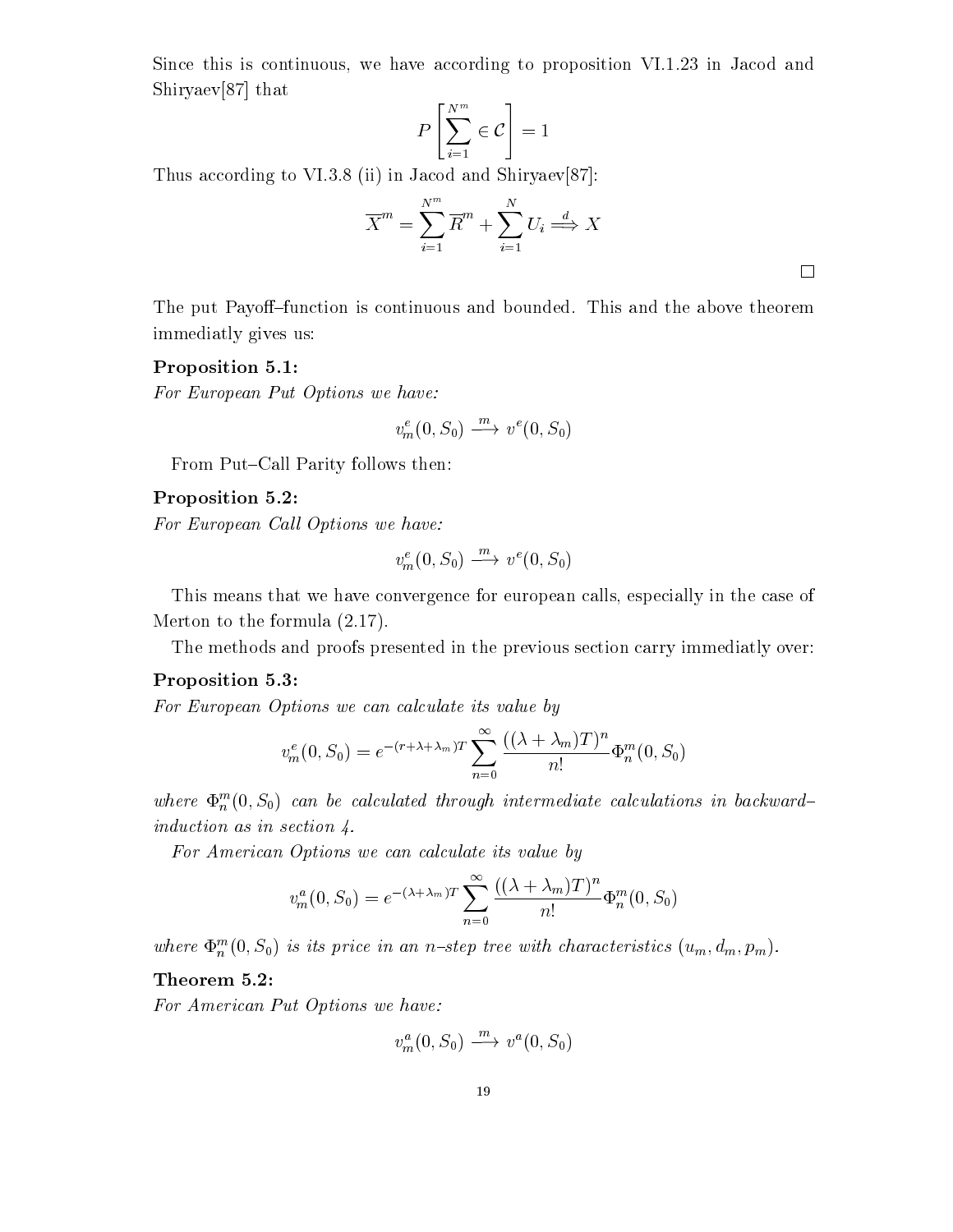Since this is continuous, we have according to proposition VI.1.23 in Jacod and Shiryaev[87] that

$$P\left[\sum_{i=1}^{N^m} \in \mathcal{C}\right] = 1$$

Thus according to VI.3.8 (ii) in Jacod and Shiryaev[87]:

$$\overline{X}^m = \sum_{i=1}^{N^m} \overline{R}^m + \sum_{i=1}^{N} U_i \overset{d}{\Longrightarrow} X$$

□

The put Payoff–function is continuous and bounded. This and the above theorem immediatly gives us:

**Proposition 5.1:**
*For European Put Options we have:*

$$v_m^e(0, S_0) \xrightarrow{m} v^e(0, S_0)$$

From Put–Call Parity follows then:

**Proposition 5.2:**
*For European Call Options we have:*

$$v_m^e(0, S_0) \xrightarrow{m} v^e(0, S_0)$$

This means that we have convergence for european calls, especially in the case of Merton to the formula (2.17).

The methods and proofs presented in the previous section carry immediatly over:

**Proposition 5.3:**
*For European Options we can calculate its value by*

$$v_m^e(0, S_0) = e^{-(r+\lambda+\lambda_m)T} \sum_{n=0}^{\infty} \frac{((\lambda+\lambda_m)T)^n}{n!} \Phi_n^m(0, S_0)$$

*where $\Phi_n^m(0, S_0)$ can be calculated through intermediate calculations in backward–induction as in section 4.*

*For American Options we can calculate its value by*

$$v_m^a(0, S_0) = e^{-(\lambda+\lambda_m)T} \sum_{n=0}^{\infty} \frac{((\lambda+\lambda_m)T)^n}{n!} \Phi_n^m(0, S_0)$$

*where $\Phi_n^m(0, S_0)$ is its price in an $n$–step tree with characteristics $(u_m, d_m, p_m)$.*

**Theorem 5.2:**
*For American Put Options we have:*

$$v_m^a(0, S_0) \xrightarrow{m} v^a(0, S_0)$$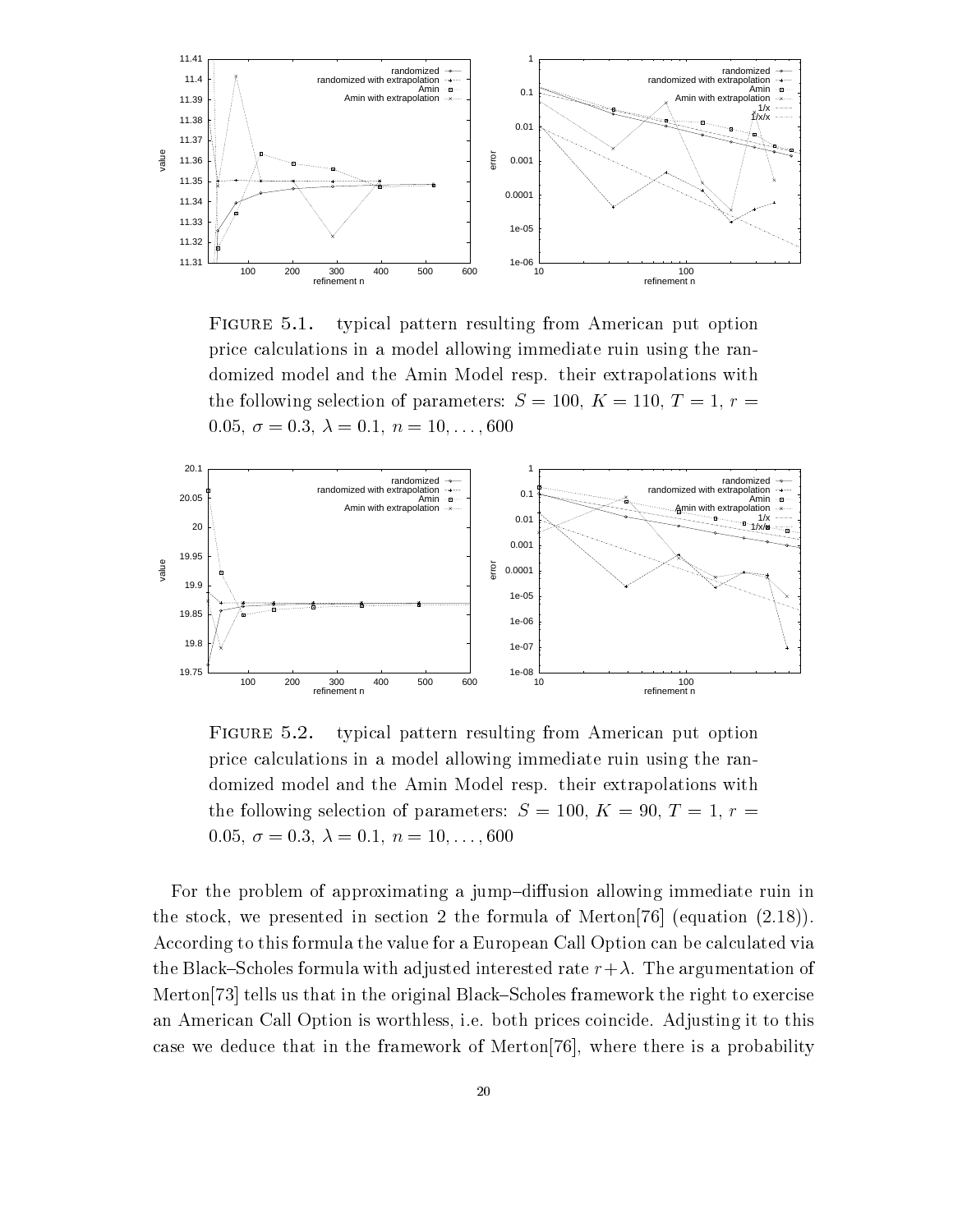FIGURE 5.1. typical pattern resulting from American put option price calculations in a model allowing immediate ruin using the randomized model and the Amin Model resp. their extrapolations with the following selection of parameters: $S = 100$, $K = 110$, $T = 1$, $r = 0.05$, $\sigma = 0.3$, $\lambda = 0.1$, $n = 10, \ldots, 600$

FIGURE 5.2. typical pattern resulting from American put option price calculations in a model allowing immediate ruin using the randomized model and the Amin Model resp. their extrapolations with the following selection of parameters: $S = 100$, $K = 90$, $T = 1$, $r = 0.05$, $\sigma = 0.3$, $\lambda = 0.1$, $n = 10, \ldots, 600$

For the problem of approximating a jump–diffusion allowing immediate ruin in the stock, we presented in section 2 the formula of Merton[76] (equation (2.18)). According to this formula the value for a European Call Option can be calculated via the Black–Scholes formula with adjusted interested rate $r+\lambda$. The argumentation of Merton[73] tells us that in the original Black–Scholes framework the right to exercise an American Call Option is worthless, i.e. both prices coincide. Adjusting it to this case we deduce that in the framework of Merton[76], where there is a probability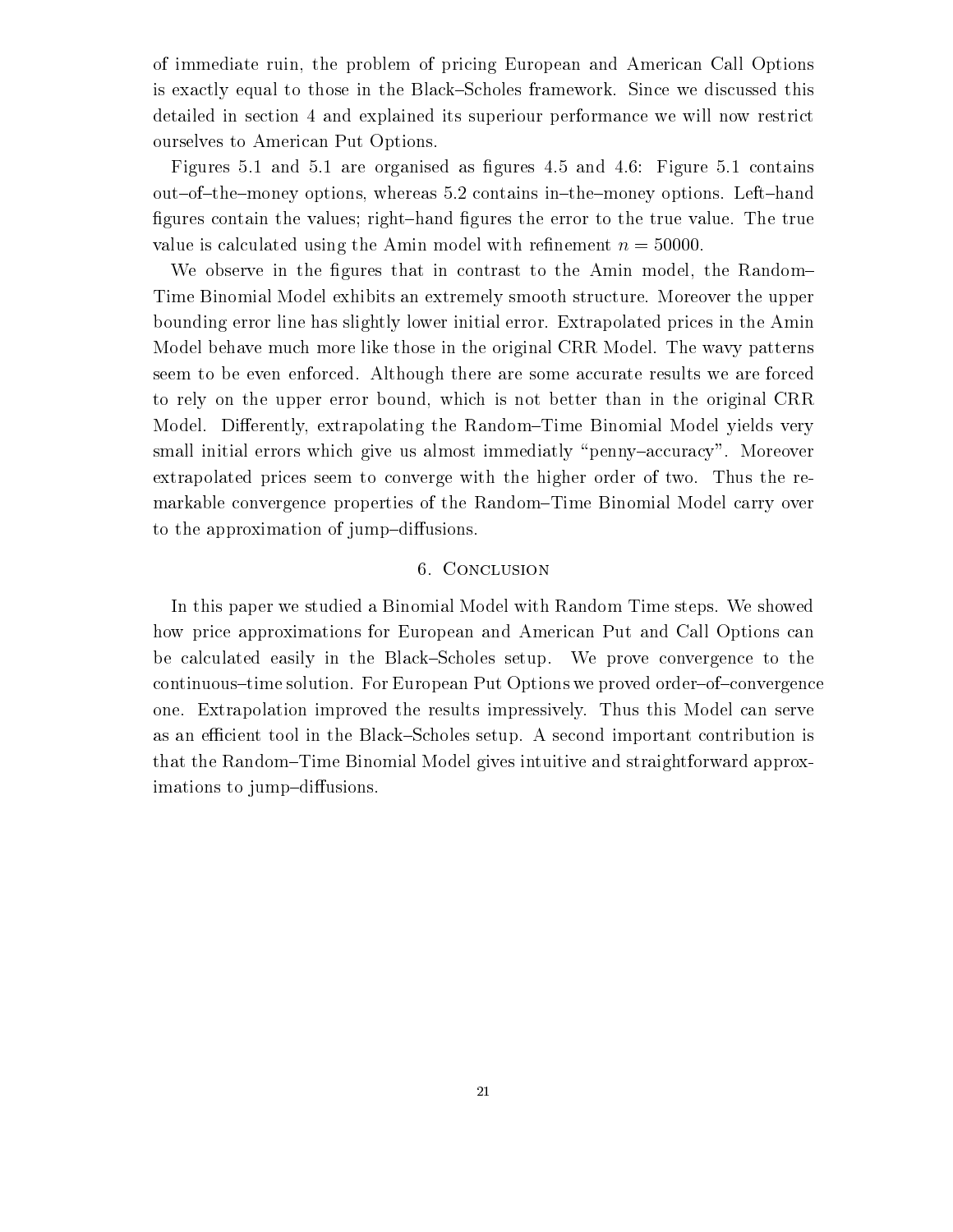of immediate ruin, the problem of pricing European and American Call Options is exactly equal to those in the Black–Scholes framework. Since we discussed this detailed in section 4 and explained its superiour performance we will now restrict ourselves to American Put Options.

Figures 5.1 and 5.1 are organised as figures 4.5 and 4.6: Figure 5.1 contains out–of–the–money options, whereas 5.2 contains in–the–money options. Left–hand figures contain the values; right–hand figures the error to the true value. The true value is calculated using the Amin model with refinement $n = 50000$.

We observe in the figures that in contrast to the Amin model, the Random–Time Binomial Model exhibits an extremely smooth structure. Moreover the upper bounding error line has slightly lower initial error. Extrapolated prices in the Amin Model behave much more like those in the original CRR Model. The wavy patterns seem to be even enforced. Although there are some accurate results we are forced to rely on the upper error bound, which is not better than in the original CRR Model. Differently, extrapolating the Random–Time Binomial Model yields very small initial errors which give us almost immediatly "penny–accuracy". Moreover extrapolated prices seem to converge with the higher order of two. Thus the remarkable convergence properties of the Random–Time Binomial Model carry over to the approximation of jump–diffusions.

## 6. Conclusion

In this paper we studied a Binomial Model with Random Time steps. We showed how price approximations for European and American Put and Call Options can be calculated easily in the Black–Scholes setup. We prove convergence to the continuous–time solution. For European Put Options we proved order–of–convergence one. Extrapolation improved the results impressively. Thus this Model can serve as an efficient tool in the Black–Scholes setup. A second important contribution is that the Random–Time Binomial Model gives intuitive and straightforward approximations to jump–diffusions.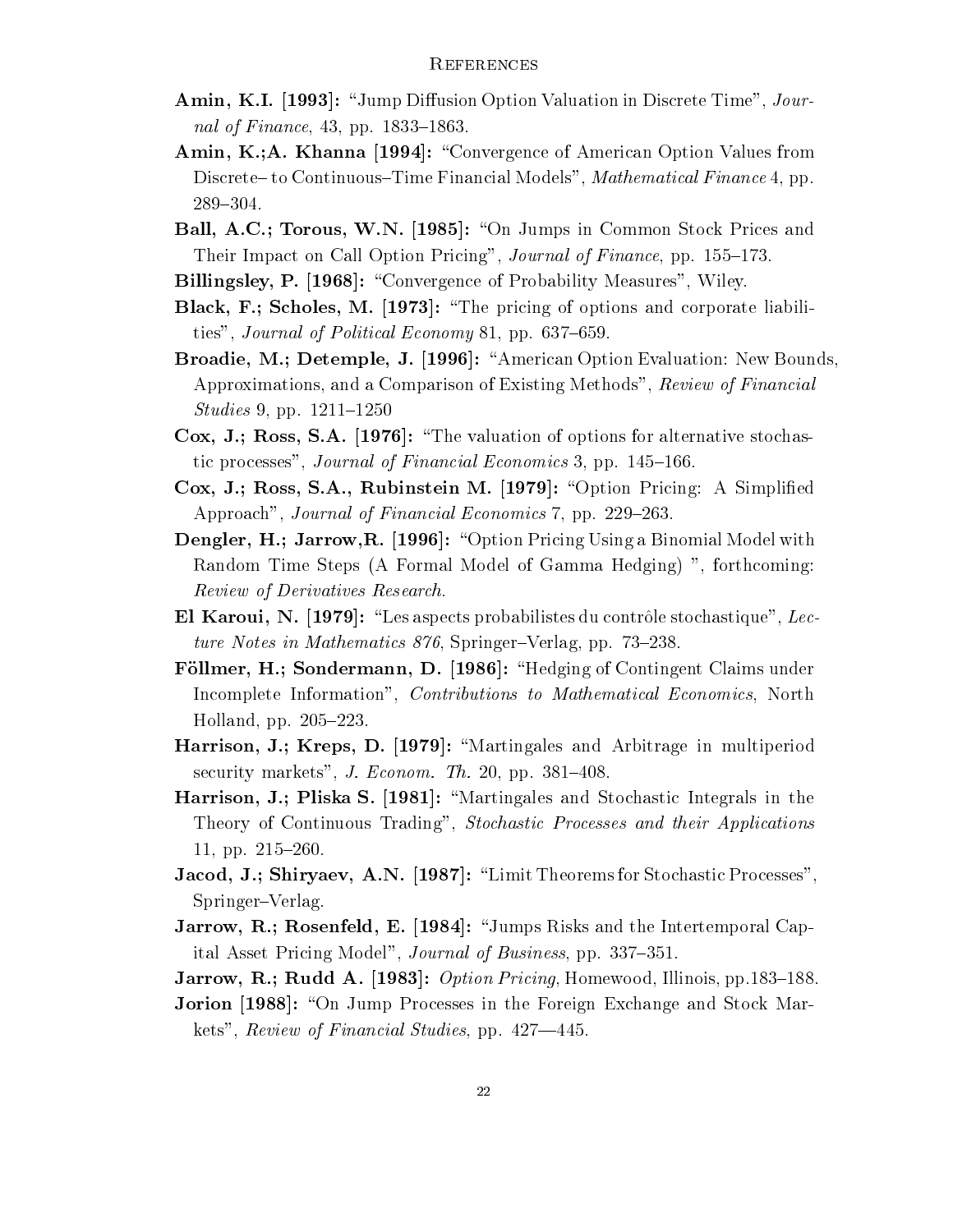# References

**Amin, K.I. [1993]:** "Jump Diffusion Option Valuation in Discrete Time", *Journal of Finance*, 43, pp. 1833–1863.

**Amin, K.;A. Khanna [1994]:** "Convergence of American Option Values from Discrete– to Continuous–Time Financial Models", *Mathematical Finance* 4, pp. 289–304.

**Ball, A.C.; Torous, W.N. [1985]:** "On Jumps in Common Stock Prices and Their Impact on Call Option Pricing", *Journal of Finance*, pp. 155–173.

**Billingsley, P. [1968]:** "Convergence of Probability Measures", Wiley.

**Black, F.; Scholes, M. [1973]:** "The pricing of options and corporate liabilities", *Journal of Political Economy* 81, pp. 637–659.

**Broadie, M.; Detemple, J. [1996]:** "American Option Evaluation: New Bounds, Approximations, and a Comparison of Existing Methods", *Review of Financial Studies* 9, pp. 1211–1250

**Cox, J.; Ross, S.A. [1976]:** "The valuation of options for alternative stochastic processes", *Journal of Financial Economics* 3, pp. 145–166.

**Cox, J.; Ross, S.A., Rubinstein M. [1979]:** "Option Pricing: A Simplified Approach", *Journal of Financial Economics* 7, pp. 229–263.

**Dengler, H.; Jarrow,R. [1996]:** "Option Pricing Using a Binomial Model with Random Time Steps (A Formal Model of Gamma Hedging) ", forthcoming: *Review of Derivatives Research*.

**El Karoui, N. [1979]:** "Les aspects probabilistes du contrôle stochastique", *Lecture Notes in Mathematics 876*, Springer–Verlag, pp. 73–238.

**Föllmer, H.; Sondermann, D. [1986]:** "Hedging of Contingent Claims under Incomplete Information", *Contributions to Mathematical Economics*, North Holland, pp. 205–223.

**Harrison, J.; Kreps, D. [1979]:** "Martingales and Arbitrage in multiperiod security markets", *J. Econom. Th.* 20, pp. 381–408.

**Harrison, J.; Pliska S. [1981]:** "Martingales and Stochastic Integrals in the Theory of Continuous Trading", *Stochastic Processes and their Applications* 11, pp. 215–260.

**Jacod, J.; Shiryaev, A.N. [1987]:** "Limit Theorems for Stochastic Processes", Springer–Verlag.

**Jarrow, R.; Rosenfeld, E. [1984]:** "Jumps Risks and the Intertemporal Capital Asset Pricing Model", *Journal of Business*, pp. 337–351.

**Jarrow, R.; Rudd A. [1983]:** *Option Pricing*, Homewood, Illinois, pp.183–188.

**Jorion [1988]:** "On Jump Processes in the Foreign Exchange and Stock Markets", *Review of Financial Studies*, pp. 427—445.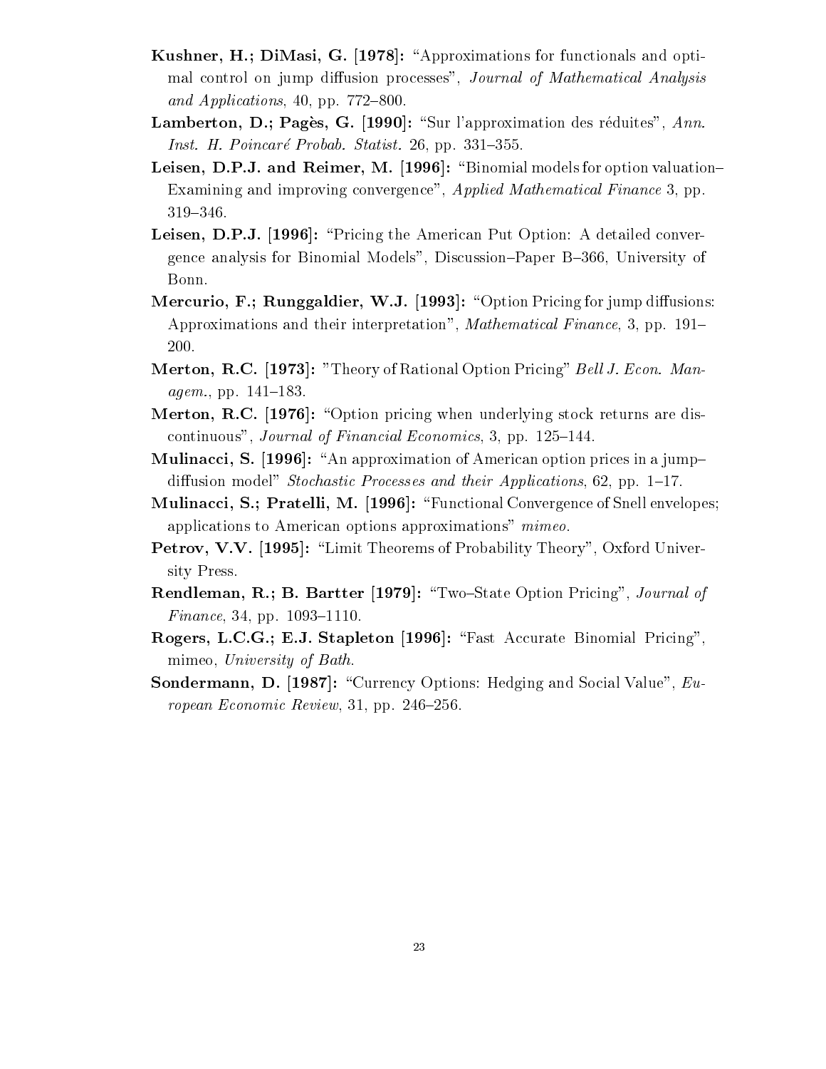**Kushner, H.; DiMasi, G. [1978]:** "Approximations for functionals and optimal control on jump diffusion processes", *Journal of Mathematical Analysis and Applications*, 40, pp. 772–800.

**Lamberton, D.; Pagès, G. [1990]:** "Sur l'approximation des réduites", *Ann. Inst. H. Poincaré Probab. Statist.* 26, pp. 331–355.

**Leisen, D.P.J. and Reimer, M. [1996]:** "Binomial models for option valuation–Examining and improving convergence", *Applied Mathematical Finance* 3, pp. 319–346.

**Leisen, D.P.J. [1996]:** "Pricing the American Put Option: A detailed convergence analysis for Binomial Models", Discussion–Paper B–366, University of Bonn.

**Mercurio, F.; Runggaldier, W.J. [1993]:** "Option Pricing for jump diffusions: Approximations and their interpretation", *Mathematical Finance*, 3, pp. 191–200.

**Merton, R.C. [1973]:** "Theory of Rational Option Pricing" *Bell J. Econ. Managem.*, pp. 141–183.

**Merton, R.C. [1976]:** "Option pricing when underlying stock returns are discontinuous", *Journal of Financial Economics*, 3, pp. 125–144.

**Mulinacci, S. [1996]:** "An approximation of American option prices in a jump–diffusion model" *Stochastic Processes and their Applications*, 62, pp. 1–17.

**Mulinacci, S.; Pratelli, M. [1996]:** "Functional Convergence of Snell envelopes; applications to American options approximations" *mimeo*.

**Petrov, V.V. [1995]:** "Limit Theorems of Probability Theory", Oxford University Press.

**Rendleman, R.; B. Bartter [1979]:** "Two–State Option Pricing", *Journal of Finance*, 34, pp. 1093–1110.

**Rogers, L.C.G.; E.J. Stapleton [1996]:** "Fast Accurate Binomial Pricing", mimeo, *University of Bath*.

**Sondermann, D. [1987]:** "Currency Options: Hedging and Social Value", *European Economic Review*, 31, pp. 246–256.